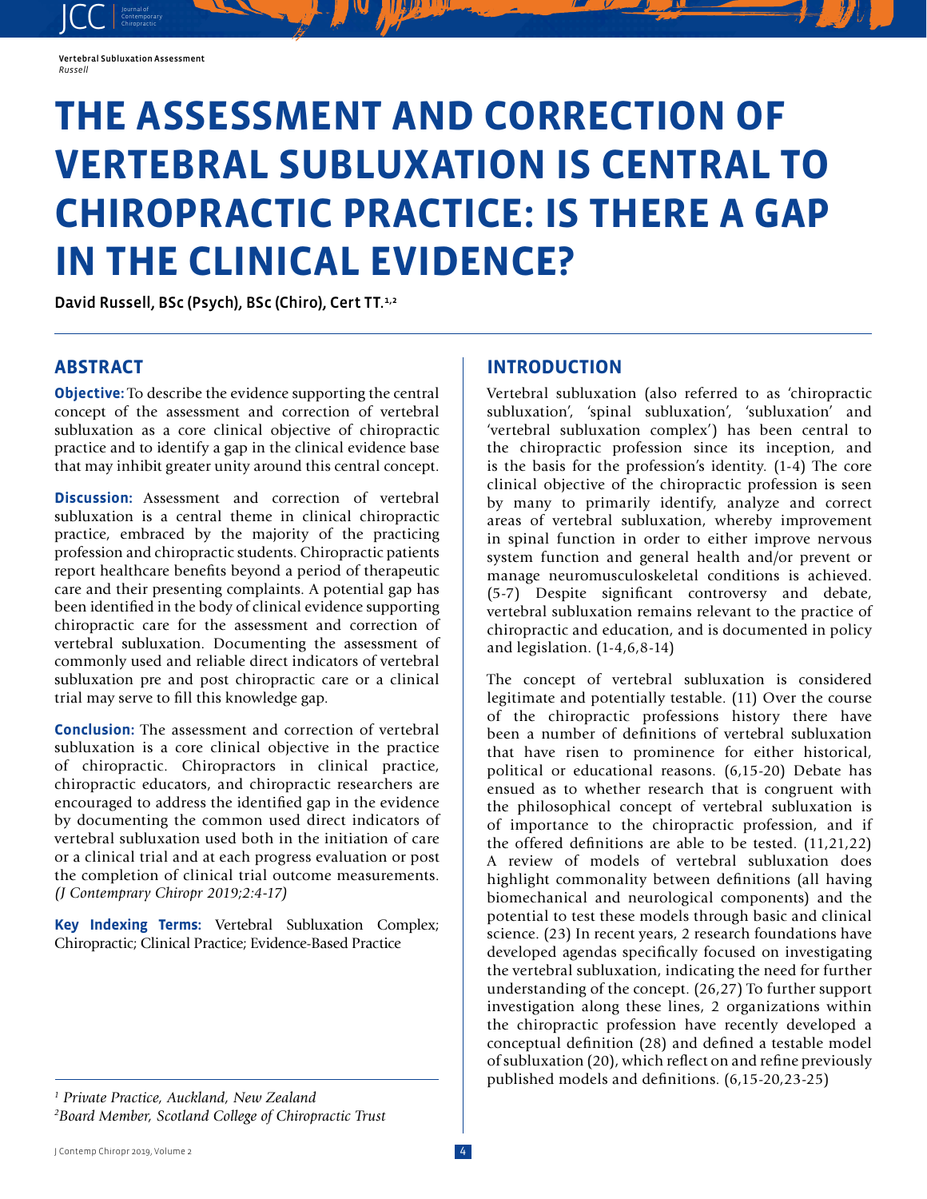# THE ASSESSMENT AND CORRECTION OF VERTEBRAL SUBLUXATION IS CENTRAL TO CHIROPRACTIC PRACTICE: IS THERE A GAP IN THE CLINICAL EVIDENCE?

**David Russell, BSc (Psych), BSc (Chiro), Cert TT.**[1,2]

## ABSTRACT

**Objective:** To describe the evidence supporting the central concept of the assessment and correction of vertebral subluxation as a core clinical objective of chiropractic practice and to identify a gap in the clinical evidence base that may inhibit greater unity around this central concept.

**Discussion:** Assessment and correction of vertebral subluxation is a central theme in clinical chiropractic practice, embraced by the majority of the practicing profession and chiropractic students. Chiropractic patients report healthcare benefits beyond a period of therapeutic care and their presenting complaints. A potential gap has been identified in the body of clinical evidence supporting chiropractic care for the assessment and correction of vertebral subluxation. Documenting the assessment of commonly used and reliable direct indicators of vertebral subluxation pre and post chiropractic care or a clinical trial may serve to fill this knowledge gap.

**Conclusion:** The assessment and correction of vertebral subluxation is a core clinical objective in the practice of chiropractic. Chiropractors in clinical practice, chiropractic educators, and chiropractic researchers are encouraged to address the identified gap in the evidence by documenting the common used direct indicators of vertebral subluxation used both in the initiation of care or a clinical trial and at each progress evaluation or post the completion of clinical trial outcome measurements. *(J Contemprary Chiropr 2019;2:4-17)*

**Key Indexing Terms:** Vertebral Subluxation Complex; Chiropractic; Clinical Practice; Evidence-Based Practice

*[1] Private Practice, Auckland, New Zealand*
*[2] Board Member, Scotland College of Chiropractic Trust*

## INTRODUCTION

Vertebral subluxation (also referred to as 'chiropractic subluxation', 'spinal subluxation', 'subluxation' and 'vertebral subluxation complex') has been central to the chiropractic profession since its inception, and is the basis for the profession's identity. (1-4) The core clinical objective of the chiropractic profession is seen by many to primarily identify, analyze and correct areas of vertebral subluxation, whereby improvement in spinal function in order to either improve nervous system function and general health and/or prevent or manage neuromusculoskeletal conditions is achieved. (5-7) Despite significant controversy and debate, vertebral subluxation remains relevant to the practice of chiropractic and education, and is documented in policy and legislation. (1-4,6,8-14)

The concept of vertebral subluxation is considered legitimate and potentially testable. (11) Over the course of the chiropractic professions history there have been a number of definitions of vertebral subluxation that have risen to prominence for either historical, political or educational reasons. (6,15-20) Debate has ensued as to whether research that is congruent with the philosophical concept of vertebral subluxation is of importance to the chiropractic profession, and if the offered definitions are able to be tested. (11,21,22) A review of models of vertebral subluxation does highlight commonality between definitions (all having biomechanical and neurological components) and the potential to test these models through basic and clinical science. (23) In recent years, 2 research foundations have developed agendas specifically focused on investigating the vertebral subluxation, indicating the need for further understanding of the concept. (26,27) To further support investigation along these lines, 2 organizations within the chiropractic profession have recently developed a conceptual definition (28) and defined a testable model of subluxation (20), which reflect on and refine previously published models and definitions. (6,15-20,23-25)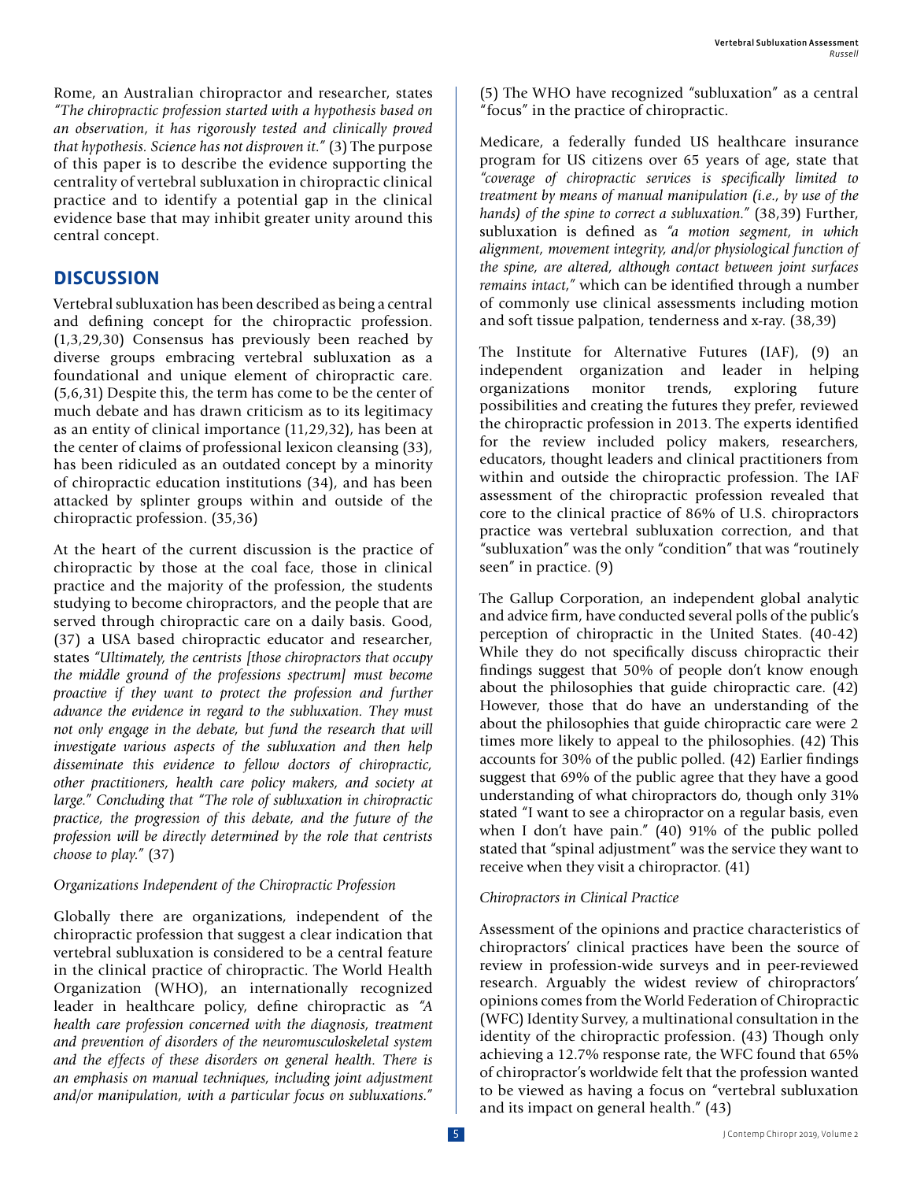Rome, an Australian chiropractor and researcher, states *"The chiropractic profession started with a hypothesis based on an observation, it has rigorously tested and clinically proved that hypothesis. Science has not disproven it."* (3) The purpose of this paper is to describe the evidence supporting the centrality of vertebral subluxation in chiropractic clinical practice and to identify a potential gap in the clinical evidence base that may inhibit greater unity around this central concept.

## DISCUSSION

Vertebral subluxation has been described as being a central and defining concept for the chiropractic profession. (1,3,29,30) Consensus has previously been reached by diverse groups embracing vertebral subluxation as a foundational and unique element of chiropractic care. (5,6,31) Despite this, the term has come to be the center of much debate and has drawn criticism as to its legitimacy as an entity of clinical importance (11,29,32), has been at the center of claims of professional lexicon cleansing (33), has been ridiculed as an outdated concept by a minority of chiropractic education institutions (34), and has been attacked by splinter groups within and outside of the chiropractic profession. (35,36)

At the heart of the current discussion is the practice of chiropractic by those at the coal face, those in clinical practice and the majority of the profession, the students studying to become chiropractors, and the people that are served through chiropractic care on a daily basis. Good, (37) a USA based chiropractic educator and researcher, states *"Ultimately, the centrists [those chiropractors that occupy the middle ground of the professions spectrum] must become proactive if they want to protect the profession and further advance the evidence in regard to the subluxation. They must not only engage in the debate, but fund the research that will investigate various aspects of the subluxation and then help disseminate this evidence to fellow doctors of chiropractic, other practitioners, health care policy makers, and society at large."* Concluding that *"The role of subluxation in chiropractic practice, the progression of this debate, and the future of the profession will be directly determined by the role that centrists choose to play."* (37)

*Organizations Independent of the Chiropractic Profession*

Globally there are organizations, independent of the chiropractic profession that suggest a clear indication that vertebral subluxation is considered to be a central feature in the clinical practice of chiropractic. The World Health Organization (WHO), an internationally recognized leader in healthcare policy, define chiropractic as *"A health care profession concerned with the diagnosis, treatment and prevention of disorders of the neuromusculoskeletal system and the effects of these disorders on general health. There is an emphasis on manual techniques, including joint adjustment and/or manipulation, with a particular focus on subluxations."* (5) The WHO have recognized "subluxation" as a central "focus" in the practice of chiropractic.

Medicare, a federally funded US healthcare insurance program for US citizens over 65 years of age, state that *"coverage of chiropractic services is specifically limited to treatment by means of manual manipulation (i.e., by use of the hands) of the spine to correct a subluxation."* (38,39) Further, subluxation is defined as *"a motion segment, in which alignment, movement integrity, and/or physiological function of the spine, are altered, although contact between joint surfaces remains intact,"* which can be identified through a number of commonly use clinical assessments including motion and soft tissue palpation, tenderness and x-ray. (38,39)

The Institute for Alternative Futures (IAF), (9) an independent organization and leader in helping organizations monitor trends, exploring future possibilities and creating the futures they prefer, reviewed the chiropractic profession in 2013. The experts identified for the review included policy makers, researchers, educators, thought leaders and clinical practitioners from within and outside the chiropractic profession. The IAF assessment of the chiropractic profession revealed that core to the clinical practice of 86% of U.S. chiropractors practice was vertebral subluxation correction, and that "subluxation" was the only "condition" that was "routinely seen" in practice. (9)

The Gallup Corporation, an independent global analytic and advice firm, have conducted several polls of the public's perception of chiropractic in the United States. (40-42) While they do not specifically discuss chiropractic their findings suggest that 50% of people don't know enough about the philosophies that guide chiropractic care. (42) However, those that do have an understanding of the about the philosophies that guide chiropractic care were 2 times more likely to appeal to the philosophies. (42) This accounts for 30% of the public polled. (42) Earlier findings suggest that 69% of the public agree that they have a good understanding of what chiropractors do, though only 31% stated "I want to see a chiropractor on a regular basis, even when I don't have pain." (40) 91% of the public polled stated that "spinal adjustment" was the service they want to receive when they visit a chiropractor. (41)

*Chiropractors in Clinical Practice*

Assessment of the opinions and practice characteristics of chiropractors' clinical practices have been the source of review in profession-wide surveys and in peer-reviewed research. Arguably the widest review of chiropractors' opinions comes from the World Federation of Chiropractic (WFC) Identity Survey, a multinational consultation in the identity of the chiropractic profession. (43) Though only achieving a 12.7% response rate, the WFC found that 65% of chiropractor's worldwide felt that the profession wanted to be viewed as having a focus on "vertebral subluxation and its impact on general health." (43)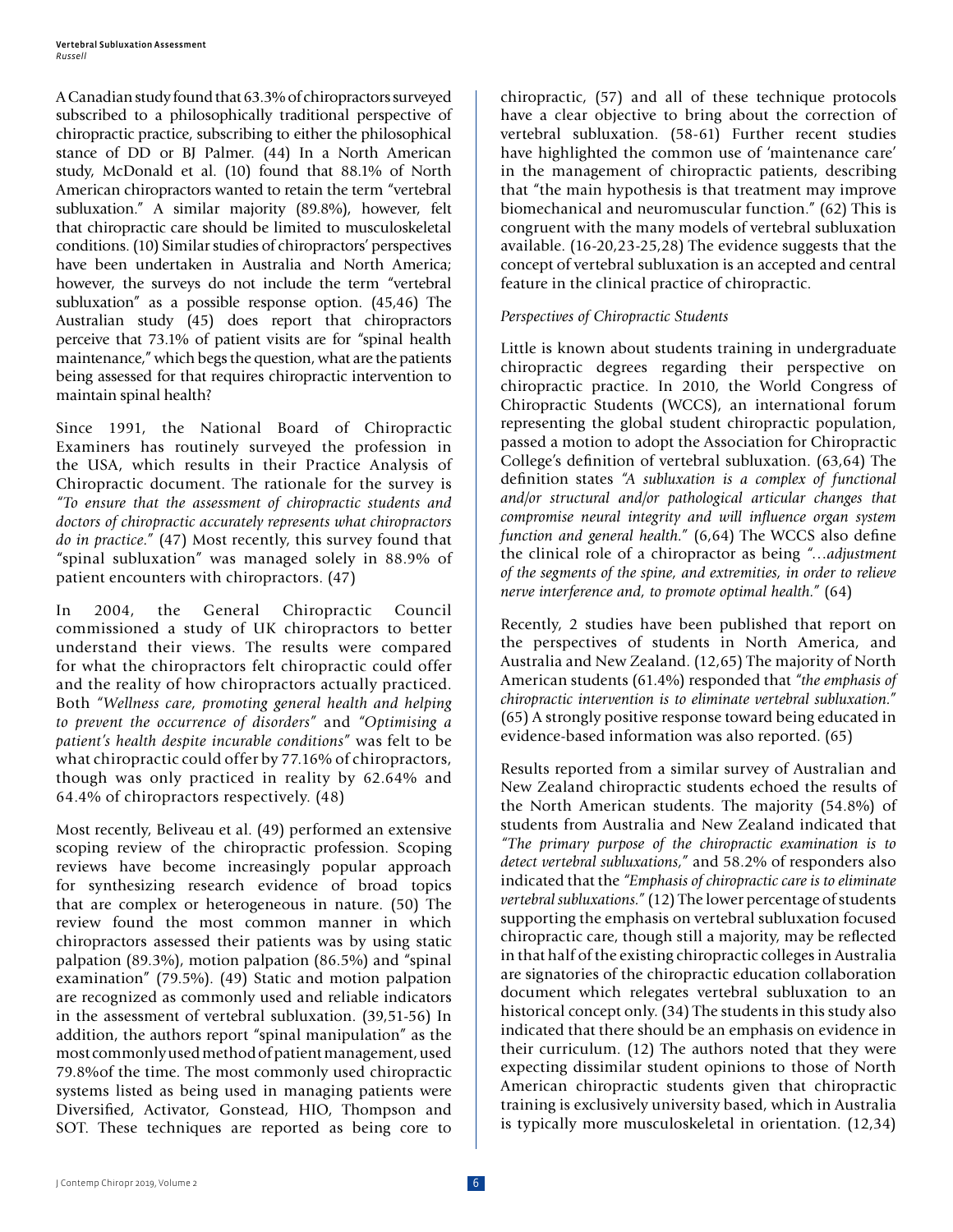A Canadian study found that 63.3% of chiropractors surveyed subscribed to a philosophically traditional perspective of chiropractic practice, subscribing to either the philosophical stance of DD or BJ Palmer. (44) In a North American study, McDonald et al. (10) found that 88.1% of North American chiropractors wanted to retain the term "vertebral subluxation." A similar majority (89.8%), however, felt that chiropractic care should be limited to musculoskeletal conditions. (10) Similar studies of chiropractors' perspectives have been undertaken in Australia and North America; however, the surveys do not include the term "vertebral subluxation" as a possible response option. (45,46) The Australian study (45) does report that chiropractors perceive that 73.1% of patient visits are for "spinal health maintenance," which begs the question, what are the patients being assessed for that requires chiropractic intervention to maintain spinal health?

Since 1991, the National Board of Chiropractic Examiners has routinely surveyed the profession in the USA, which results in their Practice Analysis of Chiropractic document. The rationale for the survey is *"To ensure that the assessment of chiropractic students and doctors of chiropractic accurately represents what chiropractors do in practice."* (47) Most recently, this survey found that "spinal subluxation" was managed solely in 88.9% of patient encounters with chiropractors. (47)

In 2004, the General Chiropractic Council commissioned a study of UK chiropractors to better understand their views. The results were compared for what the chiropractors felt chiropractic could offer and the reality of how chiropractors actually practiced. Both *"Wellness care, promoting general health and helping to prevent the occurrence of disorders"* and *"Optimising a patient's health despite incurable conditions"* was felt to be what chiropractic could offer by 77.16% of chiropractors, though was only practiced in reality by 62.64% and 64.4% of chiropractors respectively. (48)

Most recently, Beliveau et al. (49) performed an extensive scoping review of the chiropractic profession. Scoping reviews have become increasingly popular approach for synthesizing research evidence of broad topics that are complex or heterogeneous in nature. (50) The review found the most common manner in which chiropractors assessed their patients was by using static palpation (89.3%), motion palpation (86.5%) and "spinal examination" (79.5%). (49) Static and motion palpation are recognized as commonly used and reliable indicators in the assessment of vertebral subluxation. (39,51-56) In addition, the authors report "spinal manipulation" as the most commonly used method of patient management, used 79.8%of the time. The most commonly used chiropractic systems listed as being used in managing patients were Diversified, Activator, Gonstead, HIO, Thompson and SOT. These techniques are reported as being core to chiropractic, (57) and all of these technique protocols have a clear objective to bring about the correction of vertebral subluxation. (58-61) Further recent studies have highlighted the common use of 'maintenance care' in the management of chiropractic patients, describing that "the main hypothesis is that treatment may improve biomechanical and neuromuscular function." (62) This is congruent with the many models of vertebral subluxation available. (16-20,23-25,28) The evidence suggests that the concept of vertebral subluxation is an accepted and central feature in the clinical practice of chiropractic.

### *Perspectives of Chiropractic Students*

Little is known about students training in undergraduate chiropractic degrees regarding their perspective on chiropractic practice. In 2010, the World Congress of Chiropractic Students (WCCS), an international forum representing the global student chiropractic population, passed a motion to adopt the Association for Chiropractic College's definition of vertebral subluxation. (63,64) The definition states *"A subluxation is a complex of functional and/or structural and/or pathological articular changes that compromise neural integrity and will influence organ system function and general health."* (6,64) The WCCS also define the clinical role of a chiropractor as being *"…adjustment of the segments of the spine, and extremities, in order to relieve nerve interference and, to promote optimal health."* (64)

Recently, 2 studies have been published that report on the perspectives of students in North America, and Australia and New Zealand. (12,65) The majority of North American students (61.4%) responded that *"the emphasis of chiropractic intervention is to eliminate vertebral subluxation."* (65) A strongly positive response toward being educated in evidence-based information was also reported. (65)

Results reported from a similar survey of Australian and New Zealand chiropractic students echoed the results of the North American students. The majority (54.8%) of students from Australia and New Zealand indicated that *"The primary purpose of the chiropractic examination is to detect vertebral subluxations,"* and 58.2% of responders also indicated that the *"Emphasis of chiropractic care is to eliminate vertebral subluxations."* (12) The lower percentage of students supporting the emphasis on vertebral subluxation focused chiropractic care, though still a majority, may be reflected in that half of the existing chiropractic colleges in Australia are signatories of the chiropractic education collaboration document which relegates vertebral subluxation to an historical concept only. (34) The students in this study also indicated that there should be an emphasis on evidence in their curriculum. (12) The authors noted that they were expecting dissimilar student opinions to those of North American chiropractic students given that chiropractic training is exclusively university based, which in Australia is typically more musculoskeletal in orientation. (12,34)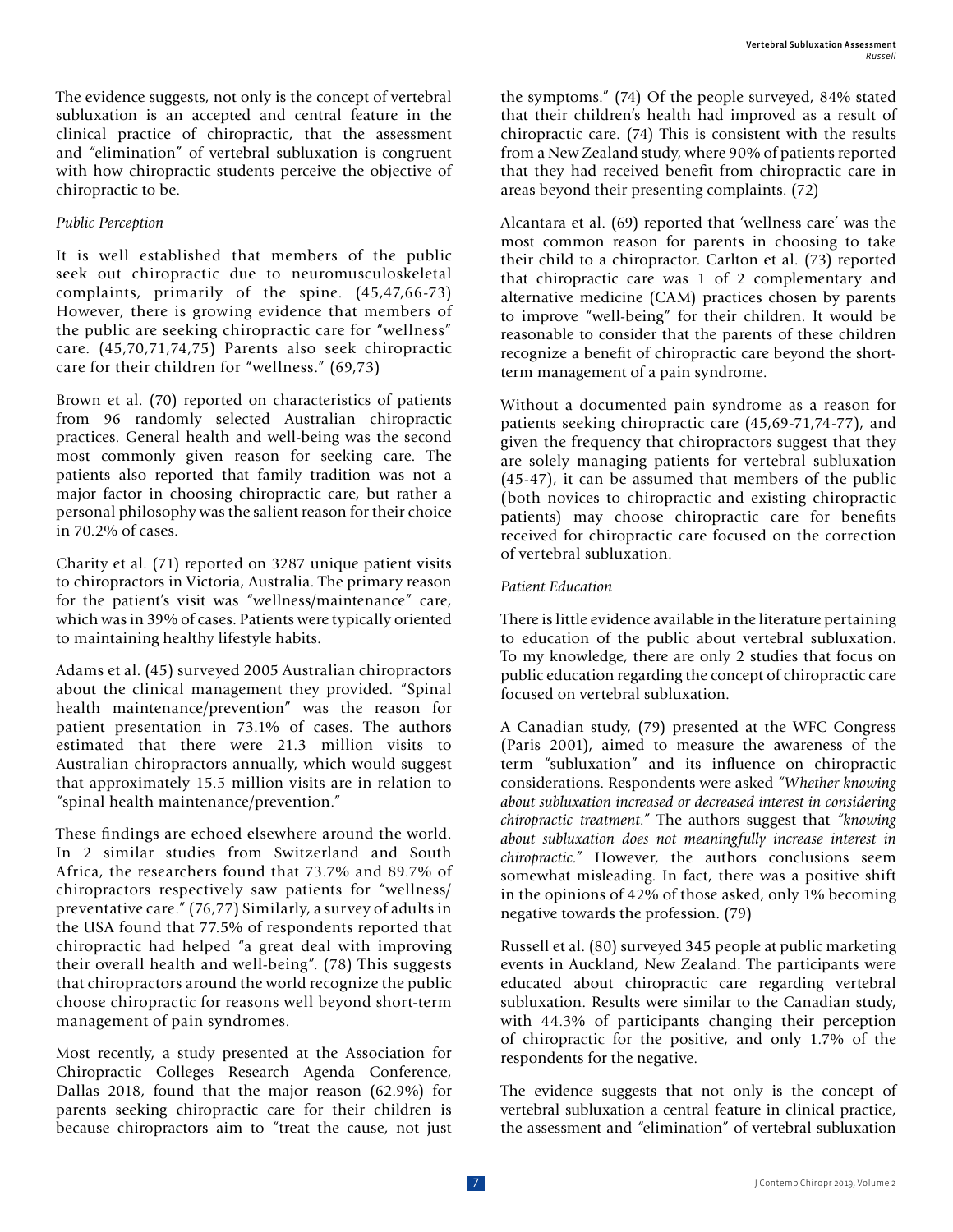The evidence suggests, not only is the concept of vertebral subluxation is an accepted and central feature in the clinical practice of chiropractic, that the assessment and "elimination" of vertebral subluxation is congruent with how chiropractic students perceive the objective of chiropractic to be.

### *Public Perception*

It is well established that members of the public seek out chiropractic due to neuromusculoskeletal complaints, primarily of the spine. (45,47,66-73) However, there is growing evidence that members of the public are seeking chiropractic care for "wellness" care. (45,70,71,74,75) Parents also seek chiropractic care for their children for "wellness." (69,73)

Brown et al. (70) reported on characteristics of patients from 96 randomly selected Australian chiropractic practices. General health and well-being was the second most commonly given reason for seeking care. The patients also reported that family tradition was not a major factor in choosing chiropractic care, but rather a personal philosophy was the salient reason for their choice in 70.2% of cases.

Charity et al. (71) reported on 3287 unique patient visits to chiropractors in Victoria, Australia. The primary reason for the patient's visit was "wellness/maintenance" care, which was in 39% of cases. Patients were typically oriented to maintaining healthy lifestyle habits.

Adams et al. (45) surveyed 2005 Australian chiropractors about the clinical management they provided. "Spinal health maintenance/prevention" was the reason for patient presentation in 73.1% of cases. The authors estimated that there were 21.3 million visits to Australian chiropractors annually, which would suggest that approximately 15.5 million visits are in relation to "spinal health maintenance/prevention."

These findings are echoed elsewhere around the world. In 2 similar studies from Switzerland and South Africa, the researchers found that 73.7% and 89.7% of chiropractors respectively saw patients for "wellness/ preventative care." (76,77) Similarly, a survey of adults in the USA found that 77.5% of respondents reported that chiropractic had helped "a great deal with improving their overall health and well-being". (78) This suggests that chiropractors around the world recognize the public choose chiropractic for reasons well beyond short-term management of pain syndromes.

Most recently, a study presented at the Association for Chiropractic Colleges Research Agenda Conference, Dallas 2018, found that the major reason (62.9%) for parents seeking chiropractic care for their children is because chiropractors aim to "treat the cause, not just the symptoms." (74) Of the people surveyed, 84% stated that their children's health had improved as a result of chiropractic care. (74) This is consistent with the results from a New Zealand study, where 90% of patients reported that they had received benefit from chiropractic care in areas beyond their presenting complaints. (72)

Alcantara et al. (69) reported that 'wellness care' was the most common reason for parents in choosing to take their child to a chiropractor. Carlton et al. (73) reported that chiropractic care was 1 of 2 complementary and alternative medicine (CAM) practices chosen by parents to improve "well-being" for their children. It would be reasonable to consider that the parents of these children recognize a benefit of chiropractic care beyond the short-term management of a pain syndrome.

Without a documented pain syndrome as a reason for patients seeking chiropractic care (45,69-71,74-77), and given the frequency that chiropractors suggest that they are solely managing patients for vertebral subluxation (45-47), it can be assumed that members of the public (both novices to chiropractic and existing chiropractic patients) may choose chiropractic care for benefits received for chiropractic care focused on the correction of vertebral subluxation.

### *Patient Education*

There is little evidence available in the literature pertaining to education of the public about vertebral subluxation. To my knowledge, there are only 2 studies that focus on public education regarding the concept of chiropractic care focused on vertebral subluxation.

A Canadian study, (79) presented at the WFC Congress (Paris 2001), aimed to measure the awareness of the term "subluxation" and its influence on chiropractic considerations. Respondents were asked *"Whether knowing about subluxation increased or decreased interest in considering chiropractic treatment."* The authors suggest that *"knowing about subluxation does not meaningfully increase interest in chiropractic."* However, the authors conclusions seem somewhat misleading. In fact, there was a positive shift in the opinions of 42% of those asked, only 1% becoming negative towards the profession. (79)

Russell et al. (80) surveyed 345 people at public marketing events in Auckland, New Zealand. The participants were educated about chiropractic care regarding vertebral subluxation. Results were similar to the Canadian study, with 44.3% of participants changing their perception of chiropractic for the positive, and only 1.7% of the respondents for the negative.

The evidence suggests that not only is the concept of vertebral subluxation a central feature in clinical practice, the assessment and "elimination" of vertebral subluxation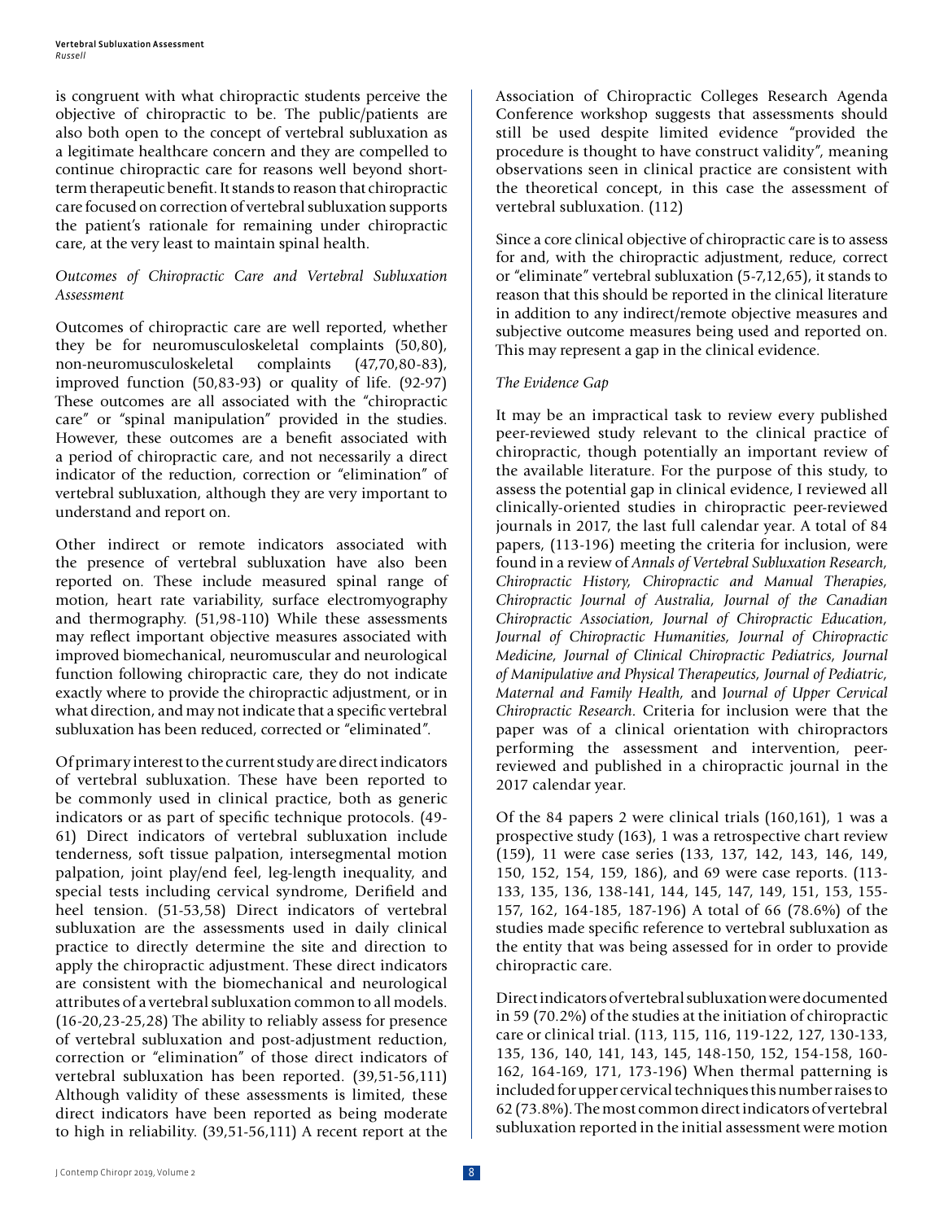is congruent with what chiropractic students perceive the objective of chiropractic to be. The public/patients are also both open to the concept of vertebral subluxation as a legitimate healthcare concern and they are compelled to continue chiropractic care for reasons well beyond short-term therapeutic benefit. It stands to reason that chiropractic care focused on correction of vertebral subluxation supports the patient's rationale for remaining under chiropractic care, at the very least to maintain spinal health.

*Outcomes of Chiropractic Care and Vertebral Subluxation Assessment*

Outcomes of chiropractic care are well reported, whether they be for neuromusculoskeletal complaints (50,80), non-neuromusculoskeletal complaints (47,70,80-83), improved function (50,83-93) or quality of life. (92-97) These outcomes are all associated with the "chiropractic care" or "spinal manipulation" provided in the studies. However, these outcomes are a benefit associated with a period of chiropractic care, and not necessarily a direct indicator of the reduction, correction or "elimination" of vertebral subluxation, although they are very important to understand and report on.

Other indirect or remote indicators associated with the presence of vertebral subluxation have also been reported on. These include measured spinal range of motion, heart rate variability, surface electromyography and thermography. (51,98-110) While these assessments may reflect important objective measures associated with improved biomechanical, neuromuscular and neurological function following chiropractic care, they do not indicate exactly where to provide the chiropractic adjustment, or in what direction, and may not indicate that a specific vertebral subluxation has been reduced, corrected or "eliminated".

Of primary interest to the current study are direct indicators of vertebral subluxation. These have been reported to be commonly used in clinical practice, both as generic indicators or as part of specific technique protocols. (49-61) Direct indicators of vertebral subluxation include tenderness, soft tissue palpation, intersegmental motion palpation, joint play/end feel, leg-length inequality, and special tests including cervical syndrome, Derifield and heel tension. (51-53,58) Direct indicators of vertebral subluxation are the assessments used in daily clinical practice to directly determine the site and direction to apply the chiropractic adjustment. These direct indicators are consistent with the biomechanical and neurological attributes of a vertebral subluxation common to all models. (16-20,23-25,28) The ability to reliably assess for presence of vertebral subluxation and post-adjustment reduction, correction or "elimination" of those direct indicators of vertebral subluxation has been reported. (39,51-56,111) Although validity of these assessments is limited, these direct indicators have been reported as being moderate to high in reliability. (39,51-56,111) A recent report at the Association of Chiropractic Colleges Research Agenda Conference workshop suggests that assessments should still be used despite limited evidence "provided the procedure is thought to have construct validity", meaning observations seen in clinical practice are consistent with the theoretical concept, in this case the assessment of vertebral subluxation. (112)

Since a core clinical objective of chiropractic care is to assess for and, with the chiropractic adjustment, reduce, correct or "eliminate" vertebral subluxation (5-7,12,65), it stands to reason that this should be reported in the clinical literature in addition to any indirect/remote objective measures and subjective outcome measures being used and reported on. This may represent a gap in the clinical evidence.

*The Evidence Gap*

It may be an impractical task to review every published peer-reviewed study relevant to the clinical practice of chiropractic, though potentially an important review of the available literature. For the purpose of this study, to assess the potential gap in clinical evidence, I reviewed all clinically-oriented studies in chiropractic peer-reviewed journals in 2017, the last full calendar year. A total of 84 papers, (113-196) meeting the criteria for inclusion, were found in a review of *Annals of Vertebral Subluxation Research, Chiropractic History, Chiropractic and Manual Therapies, Chiropractic Journal of Australia, Journal of the Canadian Chiropractic Association, Journal of Chiropractic Education, Journal of Chiropractic Humanities, Journal of Chiropractic Medicine, Journal of Clinical Chiropractic Pediatrics, Journal of Manipulative and Physical Therapeutics, Journal of Pediatric, Maternal and Family Health,* and *Journal of Upper Cervical Chiropractic Research.* Criteria for inclusion were that the paper was of a clinical orientation with chiropractors performing the assessment and intervention, peer-reviewed and published in a chiropractic journal in the 2017 calendar year.

Of the 84 papers 2 were clinical trials (160,161), 1 was a prospective study (163), 1 was a retrospective chart review (159), 11 were case series (133, 137, 142, 143, 146, 149, 150, 152, 154, 159, 186), and 69 were case reports. (113-133, 135, 136, 138-141, 144, 145, 147, 149, 151, 153, 155-157, 162, 164-185, 187-196) A total of 66 (78.6%) of the studies made specific reference to vertebral subluxation as the entity that was being assessed for in order to provide chiropractic care.

Direct indicators of vertebral subluxation were documented in 59 (70.2%) of the studies at the initiation of chiropractic care or clinical trial. (113, 115, 116, 119-122, 127, 130-133, 135, 136, 140, 141, 143, 145, 148-150, 152, 154-158, 160-162, 164-169, 171, 173-196) When thermal patterning is included for upper cervical techniques this number raises to 62 (73.8%). The most common direct indicators of vertebral subluxation reported in the initial assessment were motion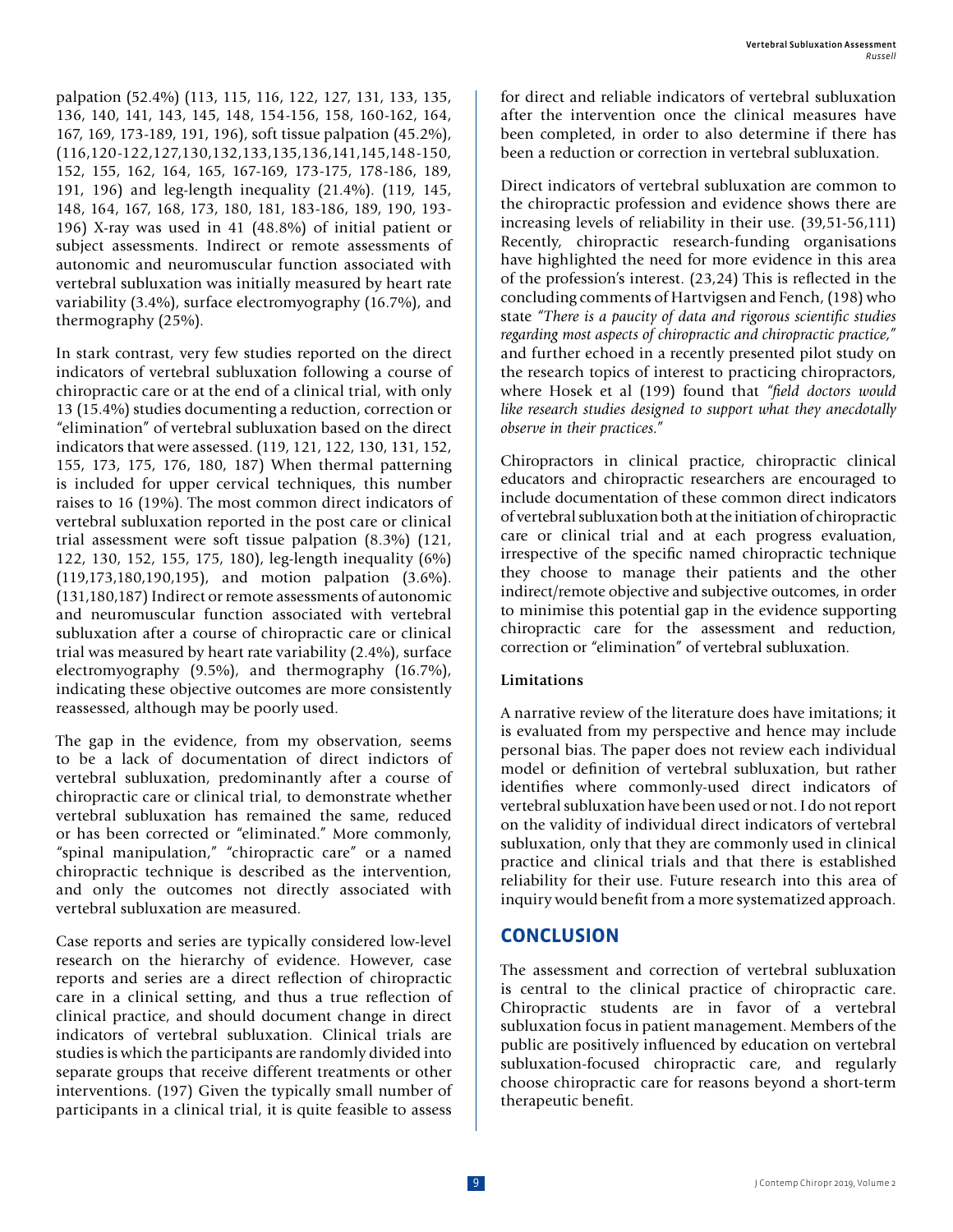palpation (52.4%) (113, 115, 116, 122, 127, 131, 133, 135, 136, 140, 141, 143, 145, 148, 154-156, 158, 160-162, 164, 167, 169, 173-189, 191, 196), soft tissue palpation (45.2%), (116,120-122,127,130,132,133,135,136,141,145,148-150, 152, 155, 162, 164, 165, 167-169, 173-175, 178-186, 189, 191, 196) and leg-length inequality (21.4%). (119, 145, 148, 164, 167, 168, 173, 180, 181, 183-186, 189, 190, 193-196) X-ray was used in 41 (48.8%) of initial patient or subject assessments. Indirect or remote assessments of autonomic and neuromuscular function associated with vertebral subluxation was initially measured by heart rate variability (3.4%), surface electromyography (16.7%), and thermography (25%).

In stark contrast, very few studies reported on the direct indicators of vertebral subluxation following a course of chiropractic care or at the end of a clinical trial, with only 13 (15.4%) studies documenting a reduction, correction or "elimination" of vertebral subluxation based on the direct indicators that were assessed. (119, 121, 122, 130, 131, 152, 155, 173, 175, 176, 180, 187) When thermal patterning is included for upper cervical techniques, this number raises to 16 (19%). The most common direct indicators of vertebral subluxation reported in the post care or clinical trial assessment were soft tissue palpation (8.3%) (121, 122, 130, 152, 155, 175, 180), leg-length inequality (6%) (119,173,180,190,195), and motion palpation (3.6%). (131,180,187) Indirect or remote assessments of autonomic and neuromuscular function associated with vertebral subluxation after a course of chiropractic care or clinical trial was measured by heart rate variability (2.4%), surface electromyography (9.5%), and thermography (16.7%), indicating these objective outcomes are more consistently reassessed, although may be poorly used.

The gap in the evidence, from my observation, seems to be a lack of documentation of direct indictors of vertebral subluxation, predominantly after a course of chiropractic care or clinical trial, to demonstrate whether vertebral subluxation has remained the same, reduced or has been corrected or "eliminated." More commonly, "spinal manipulation," "chiropractic care" or a named chiropractic technique is described as the intervention, and only the outcomes not directly associated with vertebral subluxation are measured.

Case reports and series are typically considered low-level research on the hierarchy of evidence. However, case reports and series are a direct reflection of chiropractic care in a clinical setting, and thus a true reflection of clinical practice, and should document change in direct indicators of vertebral subluxation. Clinical trials are studies is which the participants are randomly divided into separate groups that receive different treatments or other interventions. (197) Given the typically small number of participants in a clinical trial, it is quite feasible to assess for direct and reliable indicators of vertebral subluxation after the intervention once the clinical measures have been completed, in order to also determine if there has been a reduction or correction in vertebral subluxation.

Direct indicators of vertebral subluxation are common to the chiropractic profession and evidence shows there are increasing levels of reliability in their use. (39,51-56,111) Recently, chiropractic research-funding organisations have highlighted the need for more evidence in this area of the profession's interest. (23,24) This is reflected in the concluding comments of Hartvigsen and Fench, (198) who state *"There is a paucity of data and rigorous scientific studies regarding most aspects of chiropractic and chiropractic practice,"* and further echoed in a recently presented pilot study on the research topics of interest to practicing chiropractors, where Hosek et al (199) found that *"field doctors would like research studies designed to support what they anecdotally observe in their practices."*

Chiropractors in clinical practice, chiropractic clinical educators and chiropractic researchers are encouraged to include documentation of these common direct indicators of vertebral subluxation both at the initiation of chiropractic care or clinical trial and at each progress evaluation, irrespective of the specific named chiropractic technique they choose to manage their patients and the other indirect/remote objective and subjective outcomes, in order to minimise this potential gap in the evidence supporting chiropractic care for the assessment and reduction, correction or "elimination" of vertebral subluxation.

### Limitations

A narrative review of the literature does have imitations; it is evaluated from my perspective and hence may include personal bias. The paper does not review each individual model or definition of vertebral subluxation, but rather identifies where commonly-used direct indicators of vertebral subluxation have been used or not. I do not report on the validity of individual direct indicators of vertebral subluxation, only that they are commonly used in clinical practice and clinical trials and that there is established reliability for their use. Future research into this area of inquiry would benefit from a more systematized approach.

## CONCLUSION

The assessment and correction of vertebral subluxation is central to the clinical practice of chiropractic care. Chiropractic students are in favor of a vertebral subluxation focus in patient management. Members of the public are positively influenced by education on vertebral subluxation-focused chiropractic care, and regularly choose chiropractic care for reasons beyond a short-term therapeutic benefit.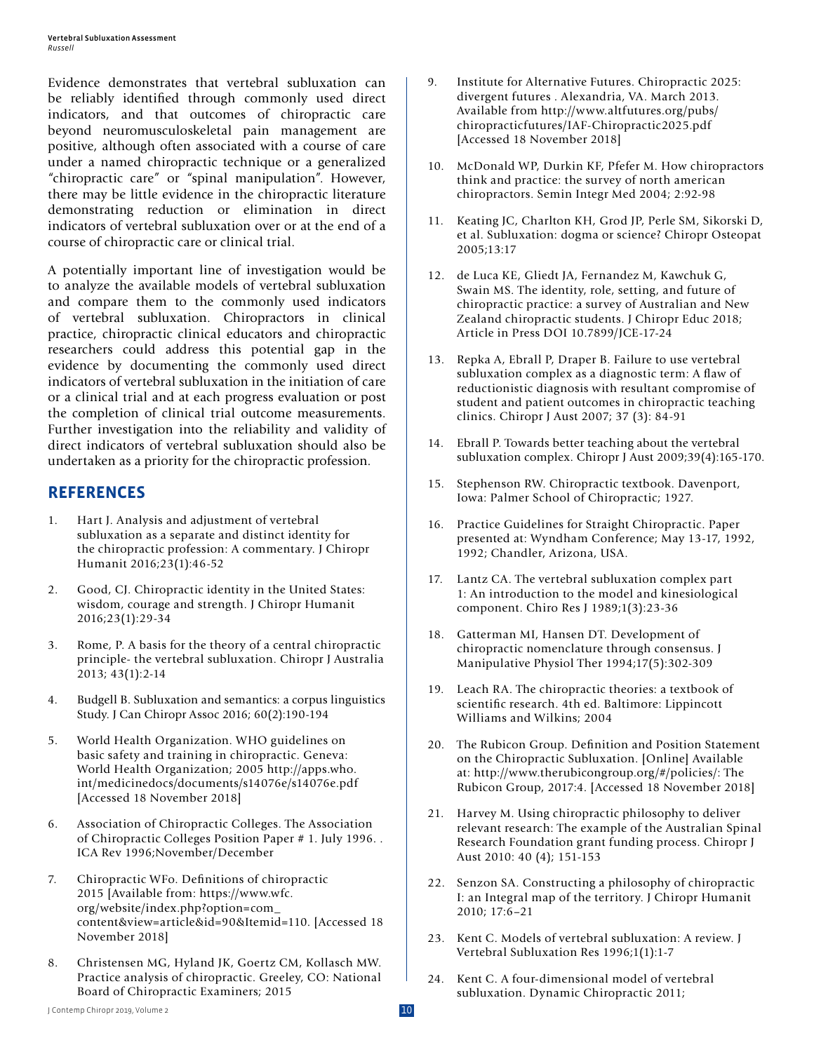Evidence demonstrates that vertebral subluxation can be reliably identified through commonly used direct indicators, and that outcomes of chiropractic care beyond neuromusculoskeletal pain management are positive, although often associated with a course of care under a named chiropractic technique or a generalized "chiropractic care" or "spinal manipulation". However, there may be little evidence in the chiropractic literature demonstrating reduction or elimination in direct indicators of vertebral subluxation over or at the end of a course of chiropractic care or clinical trial.

A potentially important line of investigation would be to analyze the available models of vertebral subluxation and compare them to the commonly used indicators of vertebral subluxation. Chiropractors in clinical practice, chiropractic clinical educators and chiropractic researchers could address this potential gap in the evidence by documenting the commonly used direct indicators of vertebral subluxation in the initiation of care or a clinical trial and at each progress evaluation or post the completion of clinical trial outcome measurements. Further investigation into the reliability and validity of direct indicators of vertebral subluxation should also be undertaken as a priority for the chiropractic profession.

## REFERENCES

1. Hart J. Analysis and adjustment of vertebral subluxation as a separate and distinct identity for the chiropractic profession: A commentary. J Chiropr Humanit 2016;23(1):46-52
2. Good, CJ. Chiropractic identity in the United States: wisdom, courage and strength. J Chiropr Humanit 2016;23(1):29-34
3. Rome, P. A basis for the theory of a central chiropractic principle- the vertebral subluxation. Chiropr J Australia 2013; 43(1):2-14
4. Budgell B. Subluxation and semantics: a corpus linguistics Study. J Can Chiropr Assoc 2016; 60(2):190-194
5. World Health Organization. WHO guidelines on basic safety and training in chiropractic. Geneva: World Health Organization; 2005 http://apps.who.int/medicinedocs/documents/s14076e/s14076e.pdf [Accessed 18 November 2018]
6. Association of Chiropractic Colleges. The Association of Chiropractic Colleges Position Paper # 1. July 1996. . ICA Rev 1996;November/December
7. Chiropractic WFo. Definitions of chiropractic 2015 [Available from: https://www.wfc.org/website/index.php?option=com_content&view=article&id=90&Itemid=110. [Accessed 18 November 2018]
8. Christensen MG, Hyland JK, Goertz CM, Kollasch MW. Practice analysis of chiropractic. Greeley, CO: National Board of Chiropractic Examiners; 2015
9. Institute for Alternative Futures. Chiropractic 2025: divergent futures . Alexandria, VA. March 2013. Available from http://www.altfutures.org/pubs/chiropracticfutures/IAF-Chiropractic2025.pdf [Accessed 18 November 2018]
10. McDonald WP, Durkin KF, Pfefer M. How chiropractors think and practice: the survey of north american chiropractors. Semin Integr Med 2004; 2:92-98
11. Keating JC, Charlton KH, Grod JP, Perle SM, Sikorski D, et al. Subluxation: dogma or science? Chiropr Osteopat 2005;13:17
12. de Luca KE, Gliedt JA, Fernandez M, Kawchuk G, Swain MS. The identity, role, setting, and future of chiropractic practice: a survey of Australian and New Zealand chiropractic students. J Chiropr Educ 2018; Article in Press DOI 10.7899/JCE-17-24
13. Repka A, Ebrall P, Draper B. Failure to use vertebral subluxation complex as a diagnostic term: A flaw of reductionistic diagnosis with resultant compromise of student and patient outcomes in chiropractic teaching clinics. Chiropr J Aust 2007; 37 (3): 84-91
14. Ebrall P. Towards better teaching about the vertebral subluxation complex. Chiropr J Aust 2009;39(4):165-170.
15. Stephenson RW. Chiropractic textbook. Davenport, Iowa: Palmer School of Chiropractic; 1927.
16. Practice Guidelines for Straight Chiropractic. Paper presented at: Wyndham Conference; May 13-17, 1992, 1992; Chandler, Arizona, USA.
17. Lantz CA. The vertebral subluxation complex part 1: An introduction to the model and kinesiological component. Chiro Res J 1989;1(3):23-36
18. Gatterman MI, Hansen DT. Development of chiropractic nomenclature through consensus. J Manipulative Physiol Ther 1994;17(5):302-309
19. Leach RA. The chiropractic theories: a textbook of scientific research. 4th ed. Baltimore: Lippincott Williams and Wilkins; 2004
20. The Rubicon Group. Definition and Position Statement on the Chiropractic Subluxation. [Online] Available at: http://www.therubicongroup.org/#/policies/: The Rubicon Group, 2017:4. [Accessed 18 November 2018]
21. Harvey M. Using chiropractic philosophy to deliver relevant research: The example of the Australian Spinal Research Foundation grant funding process. Chiropr J Aust 2010: 40 (4); 151-153
22. Senzon SA. Constructing a philosophy of chiropractic I: an Integral map of the territory. J Chiropr Humanit 2010; 17:6–21
23. Kent C. Models of vertebral subluxation: A review. J Vertebral Subluxation Res 1996;1(1):1-7
24. Kent C. A four-dimensional model of vertebral subluxation. Dynamic Chiropractic 2011;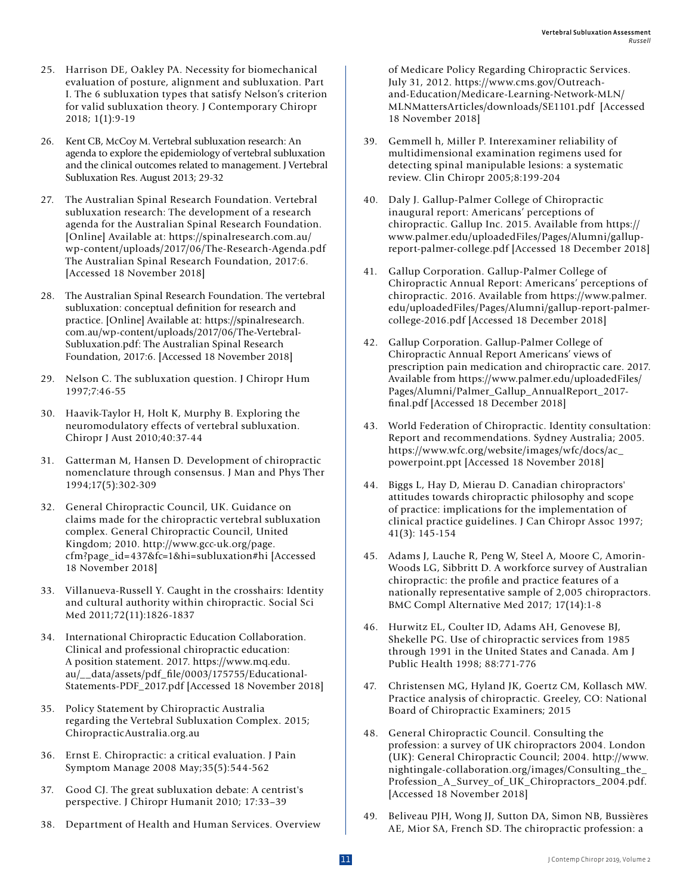25. Harrison DE, Oakley PA. Necessity for biomechanical evaluation of posture, alignment and subluxation. Part I. The 6 subluxation types that satisfy Nelson's criterion for valid subluxation theory. J Contemporary Chiropr 2018; 1(1):9-19

26. Kent CB, McCoy M. Vertebral subluxation research: An agenda to explore the epidemiology of vertebral subluxation and the clinical outcomes related to management. J Vertebral Subluxation Res. August 2013; 29-32

27. The Australian Spinal Research Foundation. Vertebral subluxation research: The development of a research agenda for the Australian Spinal Research Foundation. [Online] Available at: https://spinalresearch.com.au/wp-content/uploads/2017/06/The-Research-Agenda.pdf The Australian Spinal Research Foundation, 2017:6. [Accessed 18 November 2018]

28. The Australian Spinal Research Foundation. The vertebral subluxation: conceptual definition for research and practice. [Online] Available at: https://spinalresearch.com.au/wp-content/uploads/2017/06/The-Vertebral-Subluxation.pdf: The Australian Spinal Research Foundation, 2017:6. [Accessed 18 November 2018]

29. Nelson C. The subluxation question. J Chiropr Hum 1997;7:46-55

30. Haavik-Taylor H, Holt K, Murphy B. Exploring the neuromodulatory effects of vertebral subluxation. Chiropr J Aust 2010;40:37-44

31. Gatterman M, Hansen D. Development of chiropractic nomenclature through consensus. J Man and Phys Ther 1994;17(5):302-309

32. General Chiropractic Council, UK. Guidance on claims made for the chiropractic vertebral subluxation complex. General Chiropractic Council, United Kingdom; 2010. http://www.gcc-uk.org/page.cfm?page_id=437&fc=1&hi=subluxation#hi [Accessed 18 November 2018]

33. Villanueva-Russell Y. Caught in the crosshairs: Identity and cultural authority within chiropractic. Social Sci Med 2011;72(11):1826-1837

34. International Chiropractic Education Collaboration. Clinical and professional chiropractic education: A position statement. 2017. https://www.mq.edu.au/__data/assets/pdf_file/0003/175755/Educational-Statements-PDF_2017.pdf [Accessed 18 November 2018]

35. Policy Statement by Chiropractic Australia regarding the Vertebral Subluxation Complex. 2015; ChiropracticAustralia.org.au

36. Ernst E. Chiropractic: a critical evaluation. J Pain Symptom Manage 2008 May;35(5):544-562

37. Good CJ. The great subluxation debate: A centrist's perspective. J Chiropr Humanit 2010; 17:33–39

38. Department of Health and Human Services. Overview of Medicare Policy Regarding Chiropractic Services. July 31, 2012. https://www.cms.gov/Outreach-and-Education/Medicare-Learning-Network-MLN/MLNMattersArticles/downloads/SE1101.pdf [Accessed 18 November 2018]

39. Gemmell h, Miller P. Interexaminer reliability of multidimensional examination regimens used for detecting spinal manipulable lesions: a systematic review. Clin Chiropr 2005;8:199-204

40. Daly J. Gallup-Palmer College of Chiropractic inaugural report: Americans' perceptions of chiropractic. Gallup Inc. 2015. Available from https://www.palmer.edu/uploadedFiles/Pages/Alumni/gallup-report-palmer-college.pdf [Accessed 18 December 2018]

41. Gallup Corporation. Gallup-Palmer College of Chiropractic Annual Report: Americans' perceptions of chiropractic. 2016. Available from https://www.palmer.edu/uploadedFiles/Pages/Alumni/gallup-report-palmer-college-2016.pdf [Accessed 18 December 2018]

42. Gallup Corporation. Gallup-Palmer College of Chiropractic Annual Report Americans' views of prescription pain medication and chiropractic care. 2017. Available from https://www.palmer.edu/uploadedFiles/Pages/Alumni/Palmer_Gallup_AnnualReport_2017-final.pdf [Accessed 18 December 2018]

43. World Federation of Chiropractic. Identity consultation: Report and recommendations. Sydney Australia; 2005. https://www.wfc.org/website/images/wfc/docs/ac_powerpoint.ppt [Accessed 18 November 2018]

44. Biggs L, Hay D, Mierau D. Canadian chiropractors' attitudes towards chiropractic philosophy and scope of practice: implications for the implementation of clinical practice guidelines. J Can Chiropr Assoc 1997; 41(3): 145-154

45. Adams J, Lauche R, Peng W, Steel A, Moore C, Amorin-Woods LG, Sibbritt D. A workforce survey of Australian chiropractic: the profile and practice features of a nationally representative sample of 2,005 chiropractors. BMC Compl Alternative Med 2017; 17(14):1-8

46. Hurwitz EL, Coulter ID, Adams AH, Genovese BJ, Shekelle PG. Use of chiropractic services from 1985 through 1991 in the United States and Canada. Am J Public Health 1998; 88:771-776

47. Christensen MG, Hyland JK, Goertz CM, Kollasch MW. Practice analysis of chiropractic. Greeley, CO: National Board of Chiropractic Examiners; 2015

48. General Chiropractic Council. Consulting the profession: a survey of UK chiropractors 2004. London (UK): General Chiropractic Council; 2004. http://www.nightingale-collaboration.org/images/Consulting_the_Profession_A_Survey_of_UK_Chiropractors_2004.pdf. [Accessed 18 November 2018]

49. Beliveau PJH, Wong JJ, Sutton DA, Simon NB, Bussières AE, Mior SA, French SD. The chiropractic profession: a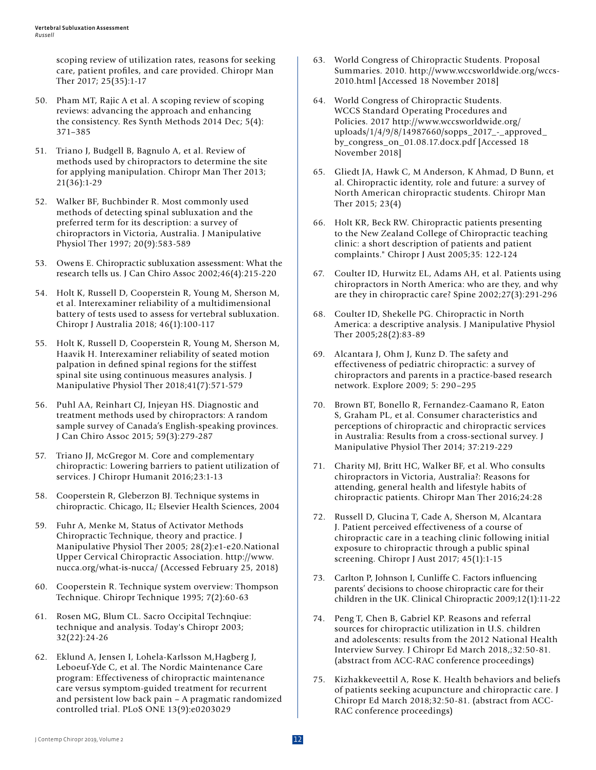scoping review of utilization rates, reasons for seeking care, patient profiles, and care provided. Chiropr Man Ther 2017; 25(35):1-17

50. Pham MT, Rajic A et al. A scoping review of scoping reviews: advancing the approach and enhancing the consistency. Res Synth Methods 2014 Dec; 5(4): 371–385

51. Triano J, Budgell B, Bagnulo A, et al. Review of methods used by chiropractors to determine the site for applying manipulation. Chiropr Man Ther 2013; 21(36):1-29

52. Walker BF, Buchbinder R. Most commonly used methods of detecting spinal subluxation and the preferred term for its description: a survey of chiropractors in Victoria, Australia. J Manipulative Physiol Ther 1997; 20(9):583-589

53. Owens E. Chiropractic subluxation assessment: What the research tells us. J Can Chiro Assoc 2002;46(4):215-220

54. Holt K, Russell D, Cooperstein R, Young M, Sherson M, et al. Interexaminer reliability of a multidimensional battery of tests used to assess for vertebral subluxation. Chiropr J Australia 2018; 46(1):100-117

55. Holt K, Russell D, Cooperstein R, Young M, Sherson M, Haavik H. Interexaminer reliability of seated motion palpation in defined spinal regions for the stiffest spinal site using continuous measures analysis. J Manipulative Physiol Ther 2018;41(7):571-579

56. Puhl AA, Reinhart CJ, Injeyan HS. Diagnostic and treatment methods used by chiropractors: A random sample survey of Canada's English-speaking provinces. J Can Chiro Assoc 2015; 59(3):279-287

57. Triano JJ, McGregor M. Core and complementary chiropractic: Lowering barriers to patient utilization of services. J Chiropr Humanit 2016;23:1-13

58. Cooperstein R, Gleberzon BJ. Technique systems in chiropractic. Chicago, IL; Elsevier Health Sciences, 2004

59. Fuhr A, Menke M, Status of Activator Methods Chiropractic Technique, theory and practice. J Manipulative Physiol Ther 2005; 28(2):e1-e20.National Upper Cervical Chiropractic Association. http://www.nucca.org/what-is-nucca/ (Accessed February 25, 2018)

60. Cooperstein R. Technique system overview: Thompson Technique. Chiropr Technique 1995; 7(2):60-63

61. Rosen MG, Blum CL. Sacro Occipital Technqiue: technique and analysis. Today's Chiropr 2003; 32(22):24-26

62. Eklund A, Jensen I, Lohela-Karlsson M,Hagberg J, Leboeuf-Yde C, et al. The Nordic Maintenance Care program: Effectiveness of chiropractic maintenance care versus symptom-guided treatment for recurrent and persistent low back pain – A pragmatic randomized controlled trial. PLoS ONE 13(9):e0203029

63. World Congress of Chiropractic Students. Proposal Summaries. 2010. http://www.wccsworldwide.org/wccs-2010.html [Accessed 18 November 2018]

64. World Congress of Chiropractic Students. WCCS Standard Operating Procedures and Policies. 2017 http://www.wccsworldwide.org/uploads/1/4/9/8/14987660/sopps_2017_-_approved_by_congress_on_01.08.17.docx.pdf [Accessed 18 November 2018]

65. Gliedt JA, Hawk C, M Anderson, K Ahmad, D Bunn, et al. Chiropractic identity, role and future: a survey of North American chiropractic students. Chiropr Man Ther 2015; 23(4)

66. Holt KR, Beck RW. Chiropractic patients presenting to the New Zealand College of Chiropractic teaching clinic: a short description of patients and patient complaints." Chiropr J Aust 2005;35: 122-124

67. Coulter ID, Hurwitz EL, Adams AH, et al. Patients using chiropractors in North America: who are they, and why are they in chiropractic care? Spine 2002;27(3):291-296

68. Coulter ID, Shekelle PG. Chiropractic in North America: a descriptive analysis. J Manipulative Physiol Ther 2005;28(2):83-89

69. Alcantara J, Ohm J, Kunz D. The safety and effectiveness of pediatric chiropractic: a survey of chiropractors and parents in a practice-based research network. Explore 2009; 5: 290–295

70. Brown BT, Bonello R, Fernandez-Caamano R, Eaton S, Graham PL, et al. Consumer characteristics and perceptions of chiropractic and chiropractic services in Australia: Results from a cross-sectional survey. J Manipulative Physiol Ther 2014; 37:219-229

71. Charity MJ, Britt HC, Walker BF, et al. Who consults chiropractors in Victoria, Australia?: Reasons for attending, general health and lifestyle habits of chiropractic patients. Chiropr Man Ther 2016;24:28

72. Russell D, Glucina T, Cade A, Sherson M, Alcantara J. Patient perceived effectiveness of a course of chiropractic care in a teaching clinic following initial exposure to chiropractic through a public spinal screening. Chiropr J Aust 2017; 45(1):1-15

73. Carlton P, Johnson I, Cunliffe C. Factors influencing parents' decisions to choose chiropractic care for their children in the UK. Clinical Chiropractic 2009;12(1):11-22

74. Peng T, Chen B, Gabriel KP. Reasons and referral sources for chiropractic utilization in U.S. children and adolescents: results from the 2012 National Health Interview Survey. J Chiropr Ed March 2018,;32:50-81. (abstract from ACC-RAC conference proceedings)

75. Kizhakkeveettil A, Rose K. Health behaviors and beliefs of patients seeking acupuncture and chiropractic care. J Chiropr Ed March 2018;32:50-81. (abstract from ACC-RAC conference proceedings)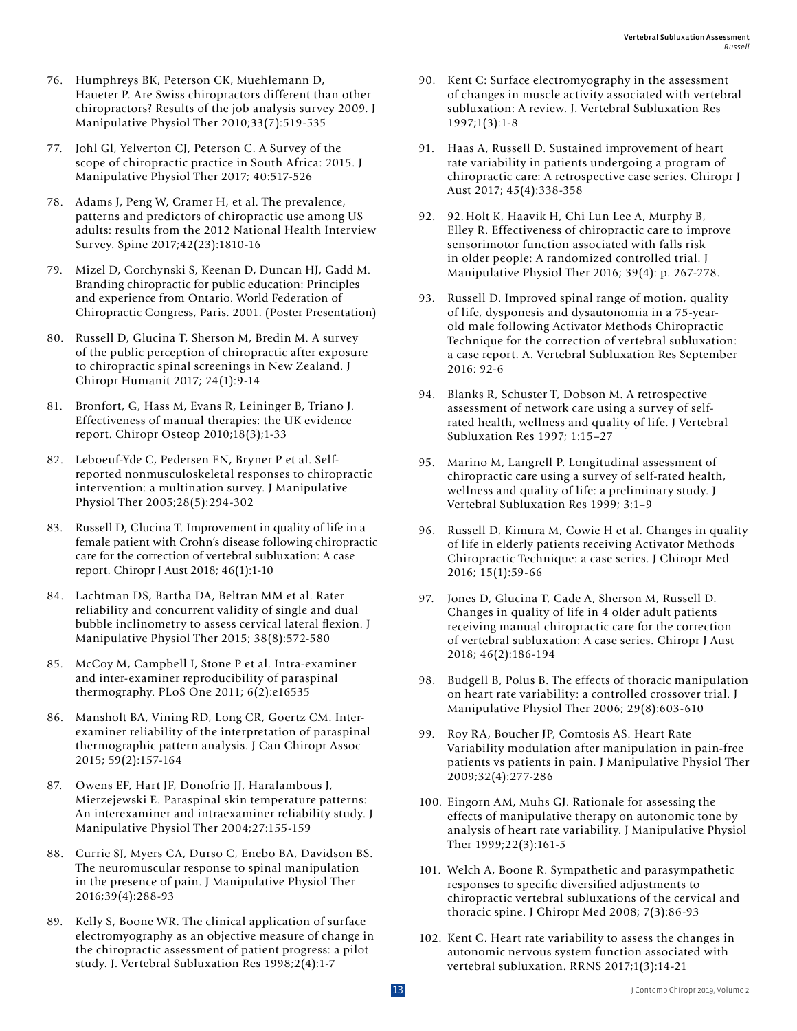76. Humphreys BK, Peterson CK, Muehlemann D, Haueter P. Are Swiss chiropractors different than other chiropractors? Results of the job analysis survey 2009. J Manipulative Physiol Ther 2010;33(7):519-535

77. Johl Gl, Yelverton CJ, Peterson C. A Survey of the scope of chiropractic practice in South Africa: 2015. J Manipulative Physiol Ther 2017; 40:517-526

78. Adams J, Peng W, Cramer H, et al. The prevalence, patterns and predictors of chiropractic use among US adults: results from the 2012 National Health Interview Survey. Spine 2017;42(23):1810-16

79. Mizel D, Gorchynski S, Keenan D, Duncan HJ, Gadd M. Branding chiropractic for public education: Principles and experience from Ontario. World Federation of Chiropractic Congress, Paris. 2001. (Poster Presentation)

80. Russell D, Glucina T, Sherson M, Bredin M. A survey of the public perception of chiropractic after exposure to chiropractic spinal screenings in New Zealand. J Chiropr Humanit 2017; 24(1):9-14

81. Bronfort, G, Hass M, Evans R, Leininger B, Triano J. Effectiveness of manual therapies: the UK evidence report. Chiropr Osteop 2010;18(3);1-33

82. Leboeuf-Yde C, Pedersen EN, Bryner P et al. Self-reported nonmusculoskeletal responses to chiropractic intervention: a multination survey. J Manipulative Physiol Ther 2005;28(5):294-302

83. Russell D, Glucina T. Improvement in quality of life in a female patient with Crohn's disease following chiropractic care for the correction of vertebral subluxation: A case report. Chiropr J Aust 2018; 46(1):1-10

84. Lachtman DS, Bartha DA, Beltran MM et al. Rater reliability and concurrent validity of single and dual bubble inclinometry to assess cervical lateral flexion. J Manipulative Physiol Ther 2015; 38(8):572-580

85. McCoy M, Campbell I, Stone P et al. Intra-examiner and inter-examiner reproducibility of paraspinal thermography. PLoS One 2011; 6(2):e16535

86. Mansholt BA, Vining RD, Long CR, Goertz CM. Inter-examiner reliability of the interpretation of paraspinal thermographic pattern analysis. J Can Chiropr Assoc 2015; 59(2):157-164

87. Owens EF, Hart JF, Donofrio JJ, Haralambous J, Mierzejewski E. Paraspinal skin temperature patterns: An interexaminer and intraexaminer reliability study. J Manipulative Physiol Ther 2004;27:155-159

88. Currie SJ, Myers CA, Durso C, Enebo BA, Davidson BS. The neuromuscular response to spinal manipulation in the presence of pain. J Manipulative Physiol Ther 2016;39(4):288-93

89. Kelly S, Boone WR. The clinical application of surface electromyography as an objective measure of change in the chiropractic assessment of patient progress: a pilot study. J. Vertebral Subluxation Res 1998;2(4):1-7

90. Kent C: Surface electromyography in the assessment of changes in muscle activity associated with vertebral subluxation: A review. J. Vertebral Subluxation Res 1997;1(3):1-8

91. Haas A, Russell D. Sustained improvement of heart rate variability in patients undergoing a program of chiropractic care: A retrospective case series. Chiropr J Aust 2017; 45(4):338-358

92. 92. Holt K, Haavik H, Chi Lun Lee A, Murphy B, Elley R. Effectiveness of chiropractic care to improve sensorimotor function associated with falls risk in older people: A randomized controlled trial. J Manipulative Physiol Ther 2016; 39(4): p. 267-278.

93. Russell D. Improved spinal range of motion, quality of life, dysponesis and dysautonomia in a 75-year-old male following Activator Methods Chiropractic Technique for the correction of vertebral subluxation: a case report. A. Vertebral Subluxation Res September 2016: 92-6

94. Blanks R, Schuster T, Dobson M. A retrospective assessment of network care using a survey of self-rated health, wellness and quality of life. J Vertebral Subluxation Res 1997; 1:15–27

95. Marino M, Langrell P. Longitudinal assessment of chiropractic care using a survey of self-rated health, wellness and quality of life: a preliminary study. J Vertebral Subluxation Res 1999; 3:1–9

96. Russell D, Kimura M, Cowie H et al. Changes in quality of life in elderly patients receiving Activator Methods Chiropractic Technique: a case series. J Chiropr Med 2016; 15(1):59-66

97. Jones D, Glucina T, Cade A, Sherson M, Russell D. Changes in quality of life in 4 older adult patients receiving manual chiropractic care for the correction of vertebral subluxation: A case series. Chiropr J Aust 2018; 46(2):186-194

98. Budgell B, Polus B. The effects of thoracic manipulation on heart rate variability: a controlled crossover trial. J Manipulative Physiol Ther 2006; 29(8):603-610

99. Roy RA, Boucher JP, Comtosis AS. Heart Rate Variability modulation after manipulation in pain-free patients vs patients in pain. J Manipulative Physiol Ther 2009;32(4):277-286

100. Eingorn AM, Muhs GJ. Rationale for assessing the effects of manipulative therapy on autonomic tone by analysis of heart rate variability. J Manipulative Physiol Ther 1999;22(3):161-5

101. Welch A, Boone R. Sympathetic and parasympathetic responses to specific diversified adjustments to chiropractic vertebral subluxations of the cervical and thoracic spine. J Chiropr Med 2008; 7(3):86-93

102. Kent C. Heart rate variability to assess the changes in autonomic nervous system function associated with vertebral subluxation. RRNS 2017;1(3):14-21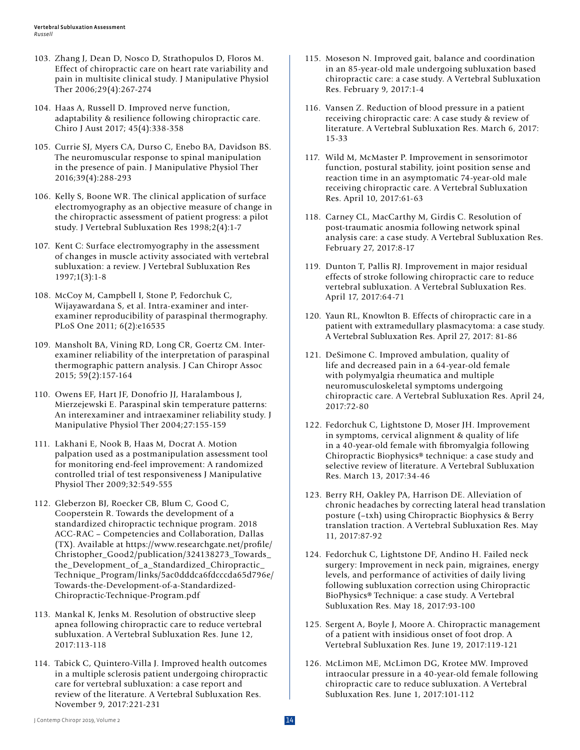103. Zhang J, Dean D, Nosco D, Strathopulos D, Floros M. Effect of chiropractic care on heart rate variability and pain in multisite clinical study. J Manipulative Physiol Ther 2006;29(4):267-274

104. Haas A, Russell D. Improved nerve function, adaptability & resilience following chiropractic care. Chiro J Aust 2017; 45(4):338-358

105. Currie SJ, Myers CA, Durso C, Enebo BA, Davidson BS. The neuromuscular response to spinal manipulation in the presence of pain. J Manipulative Physiol Ther 2016;39(4):288-293

106. Kelly S, Boone WR. The clinical application of surface electromyography as an objective measure of change in the chiropractic assessment of patient progress: a pilot study. J Vertebral Subluxation Res 1998;2(4):1-7

107. Kent C: Surface electromyography in the assessment of changes in muscle activity associated with vertebral subluxation: a review. J Vertebral Subluxation Res 1997;1(3):1-8

108. McCoy M, Campbell I, Stone P, Fedorchuk C, Wijayawardana S, et al. Intra-examiner and inter-examiner reproducibility of paraspinal thermography. PLoS One 2011; 6(2):e16535

109. Mansholt BA, Vining RD, Long CR, Goertz CM. Inter-examiner reliability of the interpretation of paraspinal thermographic pattern analysis. J Can Chiropr Assoc 2015; 59(2):157-164

110. Owens EF, Hart JF, Donofrio JJ, Haralambous J, Mierzejewski E. Paraspinal skin temperature patterns: An interexaminer and intraexaminer reliability study. J Manipulative Physiol Ther 2004;27:155-159

111. Lakhani E, Nook B, Haas M, Docrat A. Motion palpation used as a postmanipulation assessment tool for monitoring end-feel improvement: A randomized controlled trial of test responsiveness J Manipulative Physiol Ther 2009;32:549-555

112. Gleberzon BJ, Roecker CB, Blum C, Good C, Cooperstein R. Towards the development of a standardized chiropractic technique program. 2018 ACC-RAC – Competencies and Collaboration, Dallas (TX). Available at https://www.researchgate.net/profile/Christopher_Good2/publication/324138273_Towards_the_Development_of_a_Standardized_Chiropractic_Technique_Program/links/5ac0dddca6fdcccda65d796e/Towards-the-Development-of-a-Standardized-Chiropractic-Technique-Program.pdf

113. Mankal K, Jenks M. Resolution of obstructive sleep apnea following chiropractic care to reduce vertebral subluxation. A Vertebral Subluxation Res. June 12, 2017:113-118

114. Tabick C, Quintero-Villa J. Improved health outcomes in a multiple sclerosis patient undergoing chiropractic care for vertebral subluxation: a case report and review of the literature. A Vertebral Subluxation Res. November 9, 2017:221-231

115. Moseson N. Improved gait, balance and coordination in an 85-year-old male undergoing subluxation based chiropractic care: a case study. A Vertebral Subluxation Res. February 9, 2017:1-4

116. Vansen Z. Reduction of blood pressure in a patient receiving chiropractic care: A case study & review of literature. A Vertebral Subluxation Res. March 6, 2017: 15-33

117. Wild M, McMaster P. Improvement in sensorimotor function, postural stability, joint position sense and reaction time in an asymptomatic 74-year-old male receiving chiropractic care. A Vertebral Subluxation Res. April 10, 2017:61-63

118. Carney CL, MacCarthy M, Girdis C. Resolution of post-traumatic anosmia following network spinal analysis care: a case study. A Vertebral Subluxation Res. February 27, 2017:8-17

119. Dunton T, Pallis RJ. Improvement in major residual effects of stroke following chiropractic care to reduce vertebral subluxation. A Vertebral Subluxation Res. April 17, 2017:64-71

120. Yaun RL, Knowlton B. Effects of chiropractic care in a patient with extramedullary plasmacytoma: a case study. A Vertebral Subluxation Res. April 27, 2017: 81-86

121. DeSimone C. Improved ambulation, quality of life and decreased pain in a 64-year-old female with polymyalgia rheumatica and multiple neuromusculoskeletal symptoms undergoing chiropractic care. A Vertebral Subluxation Res. April 24, 2017:72-80

122. Fedorchuk C, Lightstone D, Moser JH. Improvement in symptoms, cervical alignment & quality of life in a 40-year-old female with fibromyalgia following Chiropractic Biophysics® technique: a case study and selective review of literature. A Vertebral Subluxation Res. March 13, 2017:34-46

123. Berry RH, Oakley PA, Harrison DE. Alleviation of chronic headaches by correcting lateral head translation posture (–txh) using Chiropractic Biophysics & Berry translation traction. A Vertebral Subluxation Res. May 11, 2017:87-92

124. Fedorchuk C, Lightstone DF, Andino H. Failed neck surgery: Improvement in neck pain, migraines, energy levels, and performance of activities of daily living following subluxation correction using Chiropractic BioPhysics® Technique: a case study. A Vertebral Subluxation Res. May 18, 2017:93-100

125. Sergent A, Boyle J, Moore A. Chiropractic management of a patient with insidious onset of foot drop. A Vertebral Subluxation Res. June 19, 2017:119-121

126. McLimon ME, McLimon DG, Krotee MW. Improved intraocular pressure in a 40-year-old female following chiropractic care to reduce subluxation. A Vertebral Subluxation Res. June 1, 2017:101-112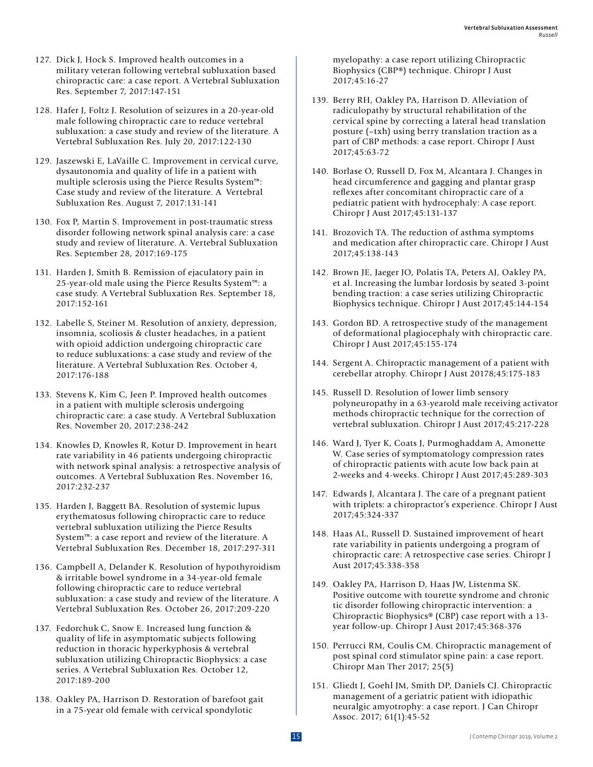127. Dick J, Hock S. Improved health outcomes in a military veteran following vertebral subluxation based chiropractic care: a case report. A Vertebral Subluxation Res. September 7, 2017:147-151

128. Hafer J, Foltz J. Resolution of seizures in a 20-year-old male following chiropractic care to reduce vertebral subluxation: a case study and review of the literature. A Vertebral Subluxation Res. July 20, 2017:122-130

129. Jaszewski E, LaVaille C. Improvement in cervical curve, dysautonomia and quality of life in a patient with multiple sclerosis using the Pierce Results System™: Case study and review of the literature. A Vertebral Subluxation Res. August 7, 2017:131-141

130. Fox P, Martin S. Improvement in post-traumatic stress disorder following network spinal analysis care: a case study and review of literature. A. Vertebral Subluxation Res. September 28, 2017:169-175

131. Harden J, Smith B. Remission of ejaculatory pain in 25-year-old male using the Pierce Results System™: a case study. A Vertebral Subluxation Res. September 18, 2017:152-161

132. Labelle S, Steiner M. Resolution of anxiety, depression, insomnia, scoliosis & cluster headaches, in a patient with opioid addiction undergoing chiropractic care to reduce subluxations: a case study and review of the literature. A Vertebral Subluxation Res. October 4, 2017:176-188

133. Stevens K, Kim C, Jeen P. Improved health outcomes in a patient with multiple sclerosis undergoing chiropractic care: a case study. A Vertebral Subluxation Res. November 20, 2017:238-242

134. Knowles D, Knowles R, Kotur D. Improvement in heart rate variability in 46 patients undergoing chiropractic with network spinal analysis: a retrospective analysis of outcomes. A Vertebral Subluxation Res. November 16, 2017:232-237

135. Harden J, Baggett BA. Resolution of systemic lupus erythematosus following chiropractic care to reduce vertebral subluxation utilizing the Pierce Results System™: a case report and review of the literature. A Vertebral Subluxation Res. December 18, 2017:297-311

136. Campbell A, Delander K. Resolution of hypothyroidism & irritable bowel syndrome in a 34-year-old female following chiropractic care to reduce vertebral subluxation: a case study and review of the literature. A Vertebral Subluxation Res. October 26, 2017:209-220

137. Fedorchuk C, Snow E. Increased lung function & quality of life in asymptomatic subjects following reduction in thoracic hyperkyphosis & vertebral subluxation utilizing Chiropractic Biophysics: a case series. A Vertebral Subluxation Res. October 12, 2017:189-200

138. Oakley PA, Harrison D. Restoration of barefoot gait in a 75-year old female with cervical spondylotic myelopathy: a case report utilizing Chiropractic Biophysics (CBP®) technique. Chiropr J Aust 2017;45:16-27

139. Berry RH, Oakley PA, Harrison D. Alleviation of radiculopathy by structural rehabilitation of the cervical spine by correcting a lateral head translation posture (–txh) using berry translation traction as a part of CBP methods: a case report. Chiropr J Aust 2017;45:63-72

140. Borlase O, Russell D, Fox M, Alcantara J. Changes in head circumference and gagging and plantar grasp reflexes after concomitant chiropractic care of a pediatric patient with hydrocephaly: A case report. Chiropr J Aust 2017;45:131-137

141. Brozovich TA. The reduction of asthma symptoms and medication after chiropractic care. Chiropr J Aust 2017;45:138-143

142. Brown JE, Jaeger JO, Polatis TA, Peters AJ, Oakley PA, et al. Increasing the lumbar lordosis by seated 3-point bending traction: a case series utilizing Chiropractic Biophysics technique. Chiropr J Aust 2017;45:144-154

143. Gordon BD. A retrospective study of the management of deformational plagiocephaly with chiropractic care. Chiropr J Aust 2017;45:155-174

144. Sergent A. Chiropractic management of a patient with cerebellar atrophy. Chiropr J Aust 20178;45:175-183

145. Russell D. Resolution of lower limb sensory polyneuropathy in a 63-yearold male receiving activator methods chiropractic technique for the correction of vertebral subluxation. Chiropr J Aust 2017;45:217-228

146. Ward J, Tyer K, Coats J, Purmoghaddam A, Amonette W. Case series of symptomatology compression rates of chiropractic patients with acute low back pain at 2-weeks and 4-weeks. Chiropr J Aust 2017;45:289-303

147. Edwards J, Alcantara J. The care of a pregnant patient with triplets: a chiropractor's experience. Chiropr J Aust 2017;45:324-337

148. Haas AL, Russell D. Sustained improvement of heart rate variability in patients undergoing a program of chiropractic care: A retrospective case series. Chiropr J Aust 2017;45:338-358

149. Oakley PA, Harrison D, Haas JW, Listenma SK. Positive outcome with tourette syndrome and chronic tic disorder following chiropractic intervention: a Chiropractic Biophysics® (CBP) case report with a 13-year follow-up. Chiropr J Aust 2017;45:368-376

150. Perrucci RM, Coulis CM. Chiropractic management of post spinal cord stimulator spine pain: a case report. Chiropr Man Ther 2017; 25(5)

151. Gliedt J, Goehl JM, Smith DP, Daniels CJ. Chiropractic management of a geriatric patient with idiopathic neuralgic amyotrophy: a case report. J Can Chiropr Assoc. 2017; 61(1):45-52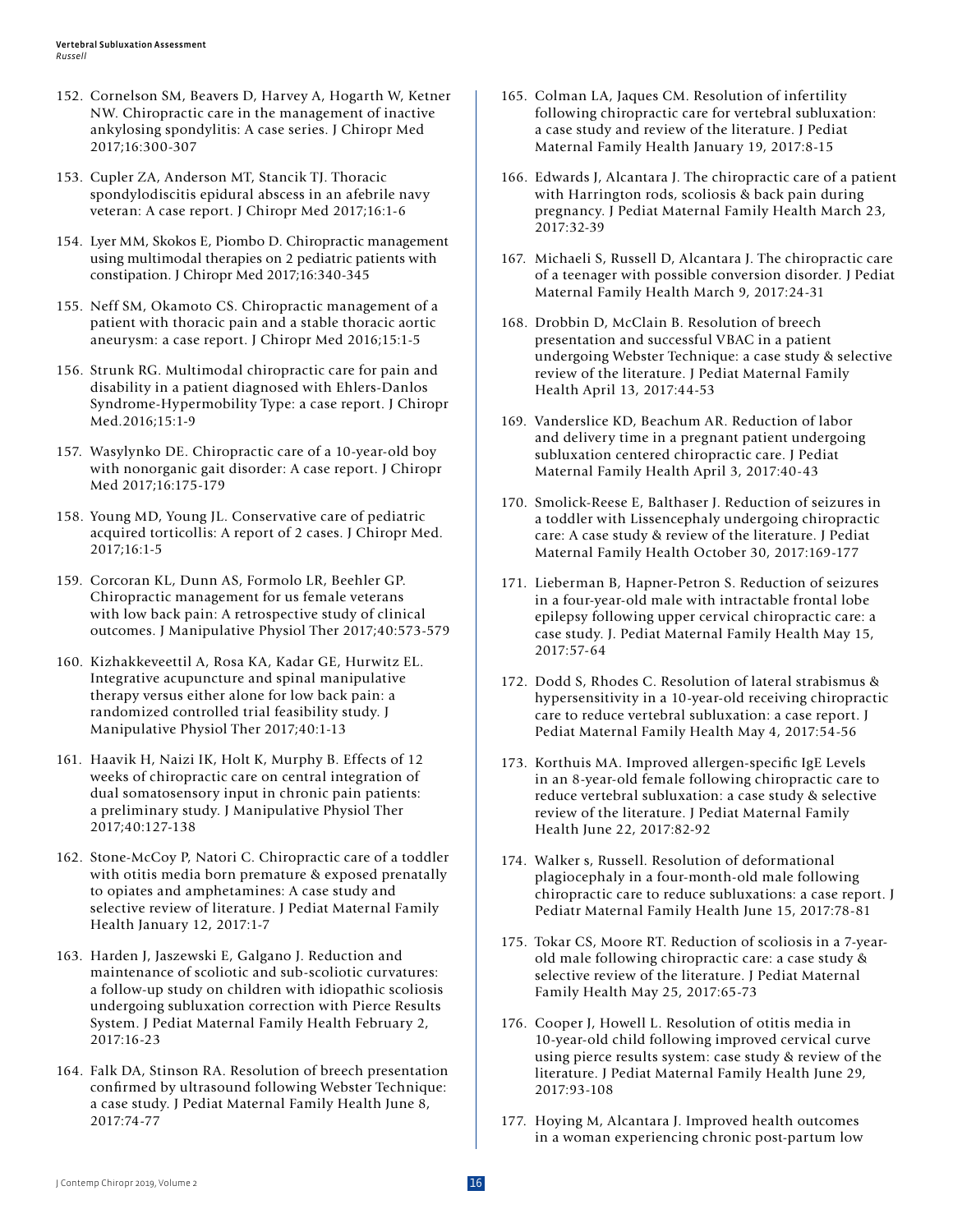152. Cornelson SM, Beavers D, Harvey A, Hogarth W, Ketner NW. Chiropractic care in the management of inactive ankylosing spondylitis: A case series. J Chiropr Med 2017;16:300-307

153. Cupler ZA, Anderson MT, Stancik TJ. Thoracic spondylodiscitis epidural abscess in an afebrile navy veteran: A case report. J Chiropr Med 2017;16:1-6

154. Lyer MM, Skokos E, Piombo D. Chiropractic management using multimodal therapies on 2 pediatric patients with constipation. J Chiropr Med 2017;16:340-345

155. Neff SM, Okamoto CS. Chiropractic management of a patient with thoracic pain and a stable thoracic aortic aneurysm: a case report. J Chiropr Med 2016;15:1-5

156. Strunk RG. Multimodal chiropractic care for pain and disability in a patient diagnosed with Ehlers-Danlos Syndrome-Hypermobility Type: a case report. J Chiropr Med.2016;15:1-9

157. Wasylynko DE. Chiropractic care of a 10-year-old boy with nonorganic gait disorder: A case report. J Chiropr Med 2017;16:175-179

158. Young MD, Young JL. Conservative care of pediatric acquired torticollis: A report of 2 cases. J Chiropr Med. 2017;16:1-5

159. Corcoran KL, Dunn AS, Formolo LR, Beehler GP. Chiropractic management for us female veterans with low back pain: A retrospective study of clinical outcomes. J Manipulative Physiol Ther 2017;40:573-579

160. Kizhakkeveettil A, Rosa KA, Kadar GE, Hurwitz EL. Integrative acupuncture and spinal manipulative therapy versus either alone for low back pain: a randomized controlled trial feasibility study. J Manipulative Physiol Ther 2017;40:1-13

161. Haavik H, Naizi IK, Holt K, Murphy B. Effects of 12 weeks of chiropractic care on central integration of dual somatosensory input in chronic pain patients: a preliminary study. J Manipulative Physiol Ther 2017;40:127-138

162. Stone-McCoy P, Natori C. Chiropractic care of a toddler with otitis media born premature & exposed prenatally to opiates and amphetamines: A case study and selective review of literature. J Pediat Maternal Family Health January 12, 2017:1-7

163. Harden J, Jaszewski E, Galgano J. Reduction and maintenance of scoliotic and sub-scoliotic curvatures: a follow-up study on children with idiopathic scoliosis undergoing subluxation correction with Pierce Results System. J Pediat Maternal Family Health February 2, 2017:16-23

164. Falk DA, Stinson RA. Resolution of breech presentation confirmed by ultrasound following Webster Technique: a case study. J Pediat Maternal Family Health June 8, 2017:74-77

165. Colman LA, Jaques CM. Resolution of infertility following chiropractic care for vertebral subluxation: a case study and review of the literature. J Pediat Maternal Family Health January 19, 2017:8-15

166. Edwards J, Alcantara J. The chiropractic care of a patient with Harrington rods, scoliosis & back pain during pregnancy. J Pediat Maternal Family Health March 23, 2017:32-39

167. Michaeli S, Russell D, Alcantara J. The chiropractic care of a teenager with possible conversion disorder. J Pediat Maternal Family Health March 9, 2017:24-31

168. Drobbin D, McClain B. Resolution of breech presentation and successful VBAC in a patient undergoing Webster Technique: a case study & selective review of the literature. J Pediat Maternal Family Health April 13, 2017:44-53

169. Vanderslice KD, Beachum AR. Reduction of labor and delivery time in a pregnant patient undergoing subluxation centered chiropractic care. J Pediat Maternal Family Health April 3, 2017:40-43

170. Smolick-Reese E, Balthaser J. Reduction of seizures in a toddler with Lissencephaly undergoing chiropractic care: A case study & review of the literature. J Pediat Maternal Family Health October 30, 2017:169-177

171. Lieberman B, Hapner-Petron S. Reduction of seizures in a four-year-old male with intractable frontal lobe epilepsy following upper cervical chiropractic care: a case study. J. Pediat Maternal Family Health May 15, 2017:57-64

172. Dodd S, Rhodes C. Resolution of lateral strabismus & hypersensitivity in a 10-year-old receiving chiropractic care to reduce vertebral subluxation: a case report. J Pediat Maternal Family Health May 4, 2017:54-56

173. Korthuis MA. Improved allergen-specific IgE Levels in an 8-year-old female following chiropractic care to reduce vertebral subluxation: a case study & selective review of the literature. J Pediat Maternal Family Health June 22, 2017:82-92

174. Walker s, Russell. Resolution of deformational plagiocephaly in a four-month-old male following chiropractic care to reduce subluxations: a case report. J Pediatr Maternal Family Health June 15, 2017:78-81

175. Tokar CS, Moore RT. Reduction of scoliosis in a 7-year-old male following chiropractic care: a case study & selective review of the literature. J Pediat Maternal Family Health May 25, 2017:65-73

176. Cooper J, Howell L. Resolution of otitis media in 10-year-old child following improved cervical curve using pierce results system: case study & review of the literature. J Pediat Maternal Family Health June 29, 2017:93-108

177. Hoying M, Alcantara J. Improved health outcomes in a woman experiencing chronic post-partum low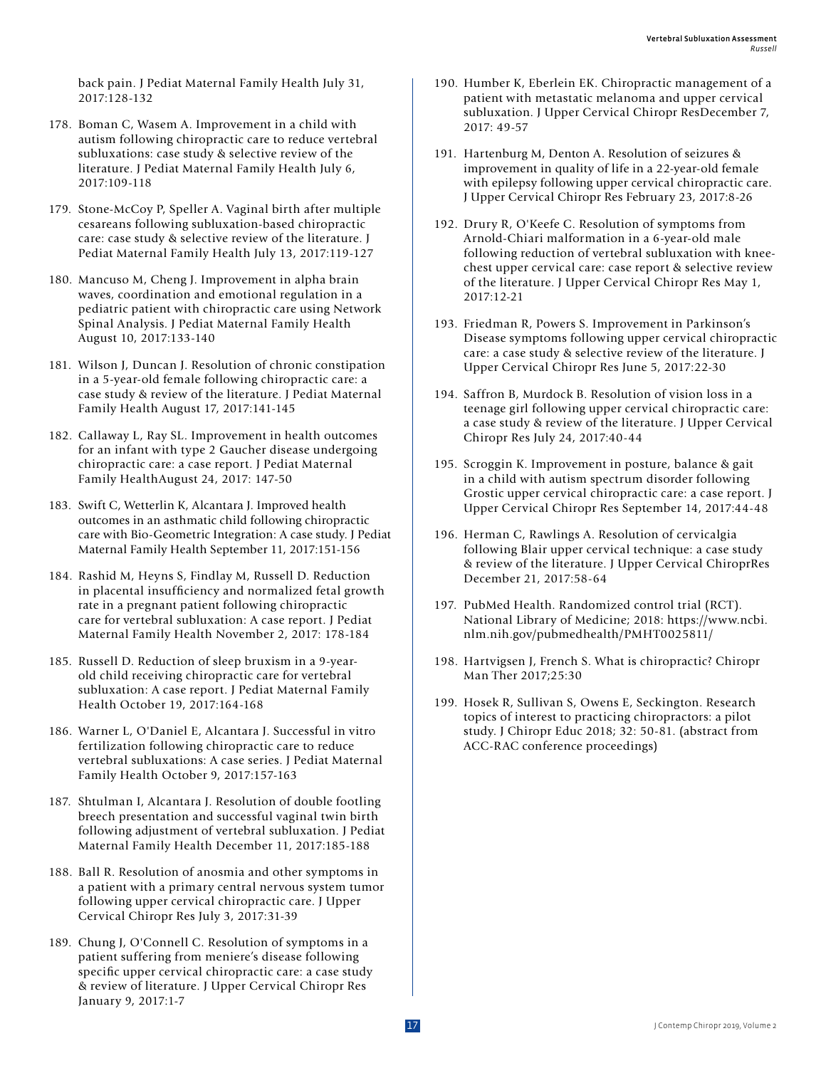back pain. J Pediat Maternal Family Health July 31, 2017:128-132

178. Boman C, Wasem A. Improvement in a child with autism following chiropractic care to reduce vertebral subluxations: case study & selective review of the literature. J Pediat Maternal Family Health July 6, 2017:109-118

179. Stone-McCoy P, Speller A. Vaginal birth after multiple cesareans following subluxation-based chiropractic care: case study & selective review of the literature. J Pediat Maternal Family Health July 13, 2017:119-127

180. Mancuso M, Cheng J. Improvement in alpha brain waves, coordination and emotional regulation in a pediatric patient with chiropractic care using Network Spinal Analysis. J Pediat Maternal Family Health August 10, 2017:133-140

181. Wilson J, Duncan J. Resolution of chronic constipation in a 5-year-old female following chiropractic care: a case study & review of the literature. J Pediat Maternal Family Health August 17, 2017:141-145

182. Callaway L, Ray SL. Improvement in health outcomes for an infant with type 2 Gaucher disease undergoing chiropractic care: a case report. J Pediat Maternal Family HealthAugust 24, 2017: 147-50

183. Swift C, Wetterlin K, Alcantara J. Improved health outcomes in an asthmatic child following chiropractic care with Bio-Geometric Integration: A case study. J Pediat Maternal Family Health September 11, 2017:151-156

184. Rashid M, Heyns S, Findlay M, Russell D. Reduction in placental insufficiency and normalized fetal growth rate in a pregnant patient following chiropractic care for vertebral subluxation: A case report. J Pediat Maternal Family Health November 2, 2017: 178-184

185. Russell D. Reduction of sleep bruxism in a 9-year-old child receiving chiropractic care for vertebral subluxation: A case report. J Pediat Maternal Family Health October 19, 2017:164-168

186. Warner L, O'Daniel E, Alcantara J. Successful in vitro fertilization following chiropractic care to reduce vertebral subluxations: A case series. J Pediat Maternal Family Health October 9, 2017:157-163

187. Shtulman I, Alcantara J. Resolution of double footling breech presentation and successful vaginal twin birth following adjustment of vertebral subluxation. J Pediat Maternal Family Health December 11, 2017:185-188

188. Ball R. Resolution of anosmia and other symptoms in a patient with a primary central nervous system tumor following upper cervical chiropractic care. J Upper Cervical Chiropr Res July 3, 2017:31-39

189. Chung J, O'Connell C. Resolution of symptoms in a patient suffering from meniere's disease following specific upper cervical chiropractic care: a case study & review of literature. J Upper Cervical Chiropr Res January 9, 2017:1-7

190. Humber K, Eberlein EK. Chiropractic management of a patient with metastatic melanoma and upper cervical subluxation. J Upper Cervical Chiropr ResDecember 7, 2017: 49-57

191. Hartenburg M, Denton A. Resolution of seizures & improvement in quality of life in a 22-year-old female with epilepsy following upper cervical chiropractic care. J Upper Cervical Chiropr Res February 23, 2017:8-26

192. Drury R, O'Keefe C. Resolution of symptoms from Arnold-Chiari malformation in a 6-year-old male following reduction of vertebral subluxation with knee-chest upper cervical care: case report & selective review of the literature. J Upper Cervical Chiropr Res May 1, 2017:12-21

193. Friedman R, Powers S. Improvement in Parkinson's Disease symptoms following upper cervical chiropractic care: a case study & selective review of the literature. J Upper Cervical Chiropr Res June 5, 2017:22-30

194. Saffron B, Murdock B. Resolution of vision loss in a teenage girl following upper cervical chiropractic care: a case study & review of the literature. J Upper Cervical Chiropr Res July 24, 2017:40-44

195. Scroggin K. Improvement in posture, balance & gait in a child with autism spectrum disorder following Grostic upper cervical chiropractic care: a case report. J Upper Cervical Chiropr Res September 14, 2017:44-48

196. Herman C, Rawlings A. Resolution of cervicalgia following Blair upper cervical technique: a case study & review of the literature. J Upper Cervical ChiroprRes December 21, 2017:58-64

197. PubMed Health. Randomized control trial (RCT). National Library of Medicine; 2018: https://www.ncbi.nlm.nih.gov/pubmedhealth/PMHT0025811/

198. Hartvigsen J, French S. What is chiropractic? Chiropr Man Ther 2017;25:30

199. Hosek R, Sullivan S, Owens E, Seckington. Research topics of interest to practicing chiropractors: a pilot study. J Chiropr Educ 2018; 32: 50-81. (abstract from ACC-RAC conference proceedings)